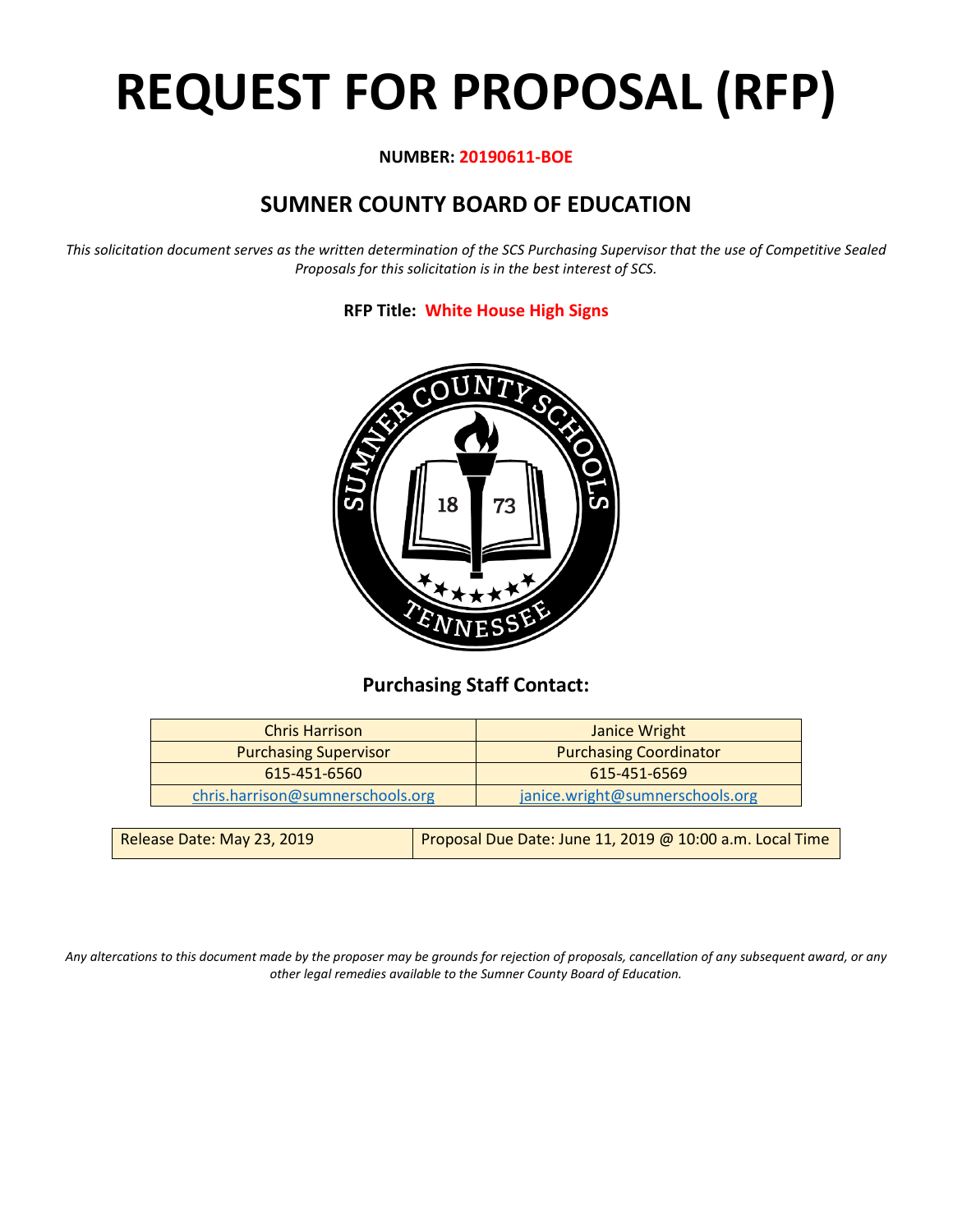# REQUEST FOR PROPOSAL (RFP)

**NUMBER: 20190611-BOE**

## SUMNER COUNTY BOARD OF EDUCATION

*This solicitation document serves as the written determination of the SCS Purchasing Supervisor that the use of Competitive Sealed Proposals for this solicitation is in the best interest of SCS.*

**RFP Title: White House High Signs**

### Purchasing Staff Contact:

| Chris Harrison | Janice Wright |
|---|---|
| Purchasing Supervisor | Purchasing Coordinator |
| 615-451-6560 | 615-451-6569 |
| chris.harrison@sumnerschools.org | janice.wright@sumnerschools.org |

| Release Date: May 23, 2019 | Proposal Due Date: June 11, 2019 @ 10:00 a.m. Local Time |
|---|---|

*Any altercations to this document made by the proposer may be grounds for rejection of proposals, cancellation of any subsequent award, or any other legal remedies available to the Sumner County Board of Education.*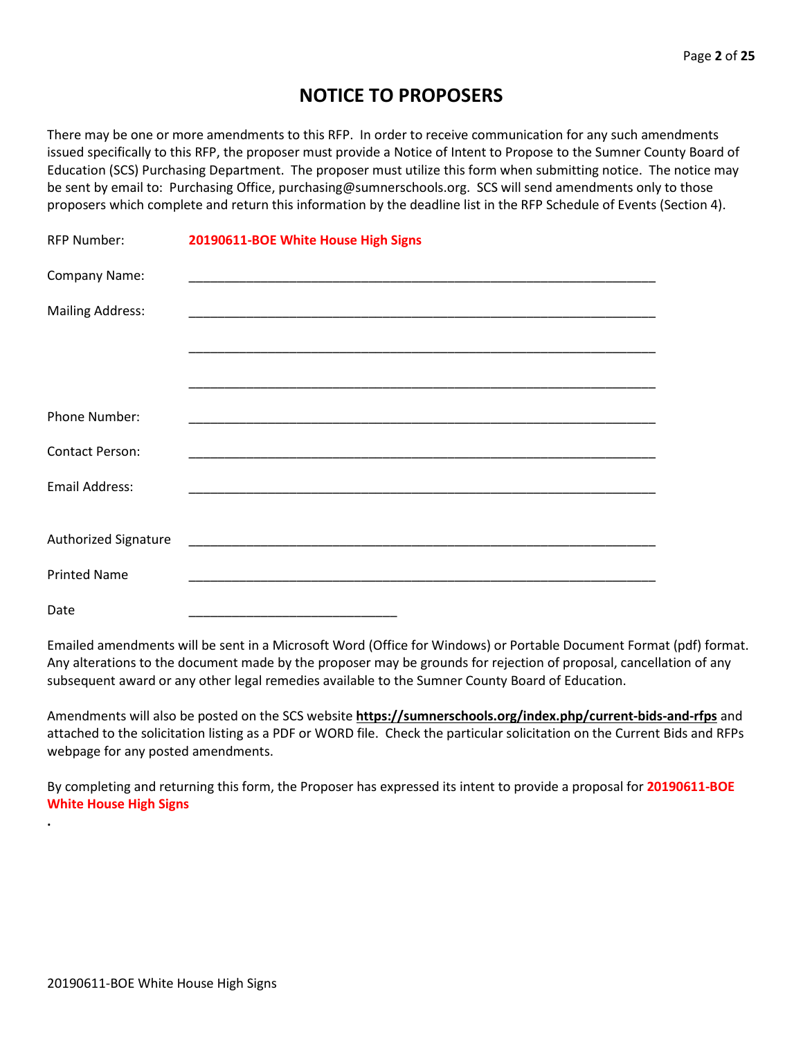# NOTICE TO PROPOSERS

There may be one or more amendments to this RFP. In order to receive communication for any such amendments issued specifically to this RFP, the proposer must provide a Notice of Intent to Propose to the Sumner County Board of Education (SCS) Purchasing Department. The proposer must utilize this form when submitting notice. The notice may be sent by email to: Purchasing Office, purchasing@sumnerschools.org. SCS will send amendments only to those proposers which complete and return this information by the deadline list in the RFP Schedule of Events (Section 4).

| | |
|---|---|
| RFP Number: | **20190611-BOE White House High Signs** |
| Company Name: | ________________________________________________ |
| Mailing Address: | ________________________________________________ |
| | ________________________________________________ |
| | ________________________________________________ |
| Phone Number: | ________________________________________________ |
| Contact Person: | ________________________________________________ |
| Email Address: | ________________________________________________ |
| Authorized Signature | ________________________________________________ |
| Printed Name | ________________________________________________ |
| Date | ______________________________ |

Emailed amendments will be sent in a Microsoft Word (Office for Windows) or Portable Document Format (pdf) format. Any alterations to the document made by the proposer may be grounds for rejection of proposal, cancellation of any subsequent award or any other legal remedies available to the Sumner County Board of Education.

Amendments will also be posted on the SCS website **https://sumnerschools.org/index.php/current-bids-and-rfps** and attached to the solicitation listing as a PDF or WORD file. Check the particular solicitation on the Current Bids and RFPs webpage for any posted amendments.

By completing and returning this form, the Proposer has expressed its intent to provide a proposal for **20190611-BOE White House High Signs**

.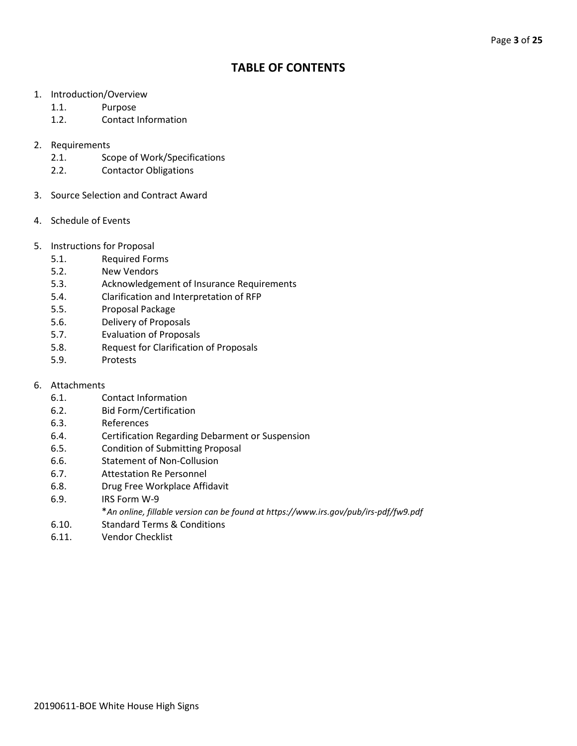# TABLE OF CONTENTS

1. Introduction/Overview
   - 1.1. Purpose
   - 1.2. Contact Information

2. Requirements
   - 2.1. Scope of Work/Specifications
   - 2.2. Contactor Obligations

3. Source Selection and Contract Award

4. Schedule of Events

5. Instructions for Proposal
   - 5.1. Required Forms
   - 5.2. New Vendors
   - 5.3. Acknowledgement of Insurance Requirements
   - 5.4. Clarification and Interpretation of RFP
   - 5.5. Proposal Package
   - 5.6. Delivery of Proposals
   - 5.7. Evaluation of Proposals
   - 5.8. Request for Clarification of Proposals
   - 5.9. Protests

6. Attachments
   - 6.1. Contact Information
   - 6.2. Bid Form/Certification
   - 6.3. References
   - 6.4. Certification Regarding Debarment or Suspension
   - 6.5. Condition of Submitting Proposal
   - 6.6. Statement of Non-Collusion
   - 6.7. Attestation Re Personnel
   - 6.8. Drug Free Workplace Affidavit
   - 6.9. IRS Form W-9
     - **An online, fillable version can be found at https://www.irs.gov/pub/irs-pdf/fw9.pdf*
   - 6.10. Standard Terms & Conditions
   - 6.11. Vendor Checklist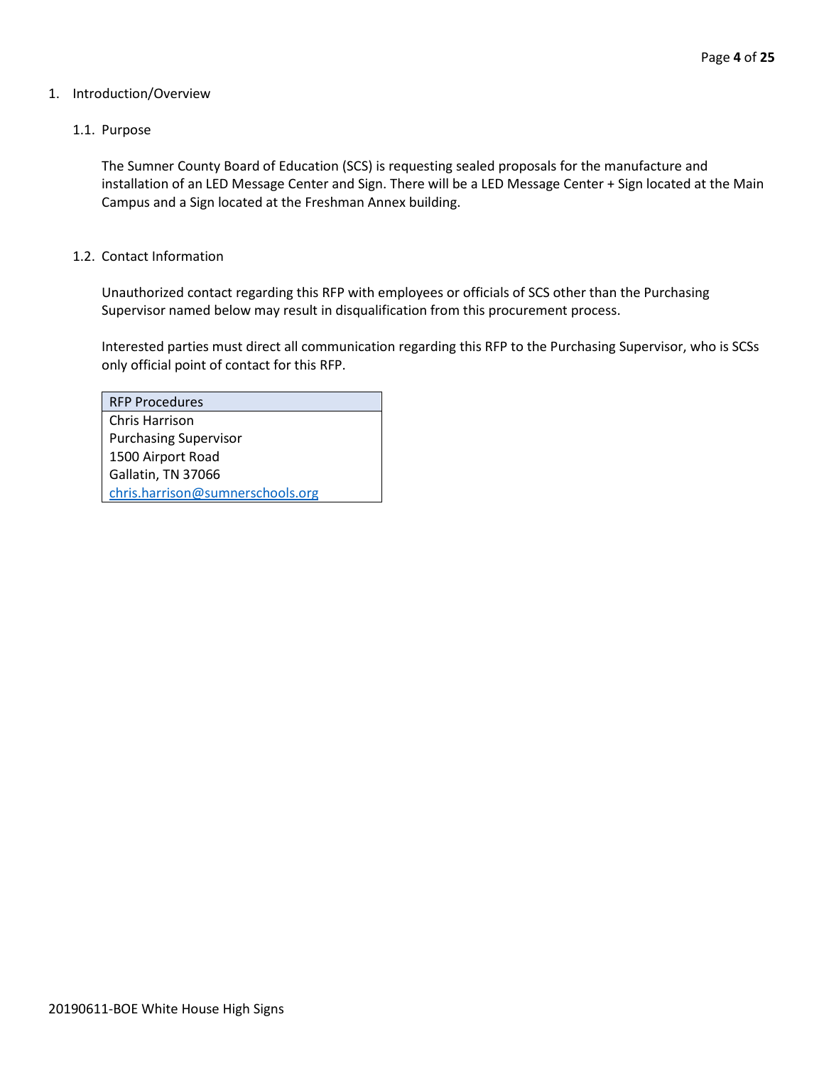1. Introduction/Overview

1.1. Purpose

The Sumner County Board of Education (SCS) is requesting sealed proposals for the manufacture and installation of an LED Message Center and Sign. There will be a LED Message Center + Sign located at the Main Campus and a Sign located at the Freshman Annex building.

1.2. Contact Information

Unauthorized contact regarding this RFP with employees or officials of SCS other than the Purchasing Supervisor named below may result in disqualification from this procurement process.

Interested parties must direct all communication regarding this RFP to the Purchasing Supervisor, who is SCSs only official point of contact for this RFP.

| RFP Procedures |
|---|
| Chris Harrison |
| Purchasing Supervisor |
| 1500 Airport Road |
| Gallatin, TN 37066 |
| chris.harrison@sumnerschools.org |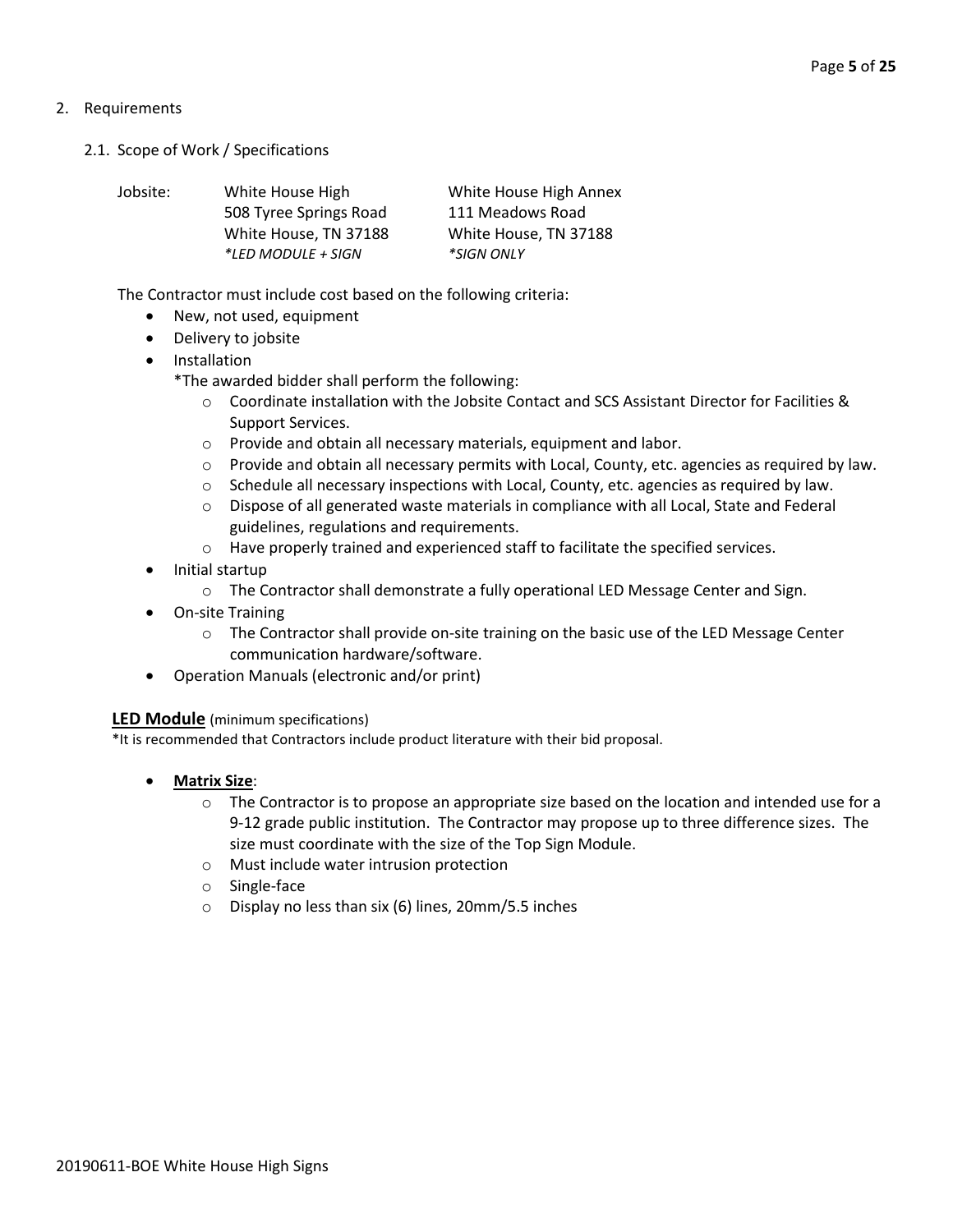2. Requirements

   2.1. Scope of Work / Specifications

| | | |
|---|---|---|
| Jobsite: | White House High<br>508 Tyree Springs Road<br>White House, TN 37188<br>*\*LED MODULE + SIGN* | White House High Annex<br>111 Meadows Road<br>White House, TN 37188<br>*\*SIGN ONLY* |

The Contractor must include cost based on the following criteria:

- New, not used, equipment
- Delivery to jobsite
- Installation
  *The awarded bidder shall perform the following:
  - Coordinate installation with the Jobsite Contact and SCS Assistant Director for Facilities & Support Services.
  - Provide and obtain all necessary materials, equipment and labor.
  - Provide and obtain all necessary permits with Local, County, etc. agencies as required by law.
  - Schedule all necessary inspections with Local, County, etc. agencies as required by law.
  - Dispose of all generated waste materials in compliance with all Local, State and Federal guidelines, regulations and requirements.
  - Have properly trained and experienced staff to facilitate the specified services.
- Initial startup
  - The Contractor shall demonstrate a fully operational LED Message Center and Sign.
- On-site Training
  - The Contractor shall provide on-site training on the basic use of the LED Message Center communication hardware/software.
- Operation Manuals (electronic and/or print)

**LED Module** (minimum specifications)
*It is recommended that Contractors include product literature with their bid proposal.

- **Matrix Size**:
  - The Contractor is to propose an appropriate size based on the location and intended use for a 9-12 grade public institution. The Contractor may propose up to three difference sizes. The size must coordinate with the size of the Top Sign Module.
  - Must include water intrusion protection
  - Single-face
  - Display no less than six (6) lines, 20mm/5.5 inches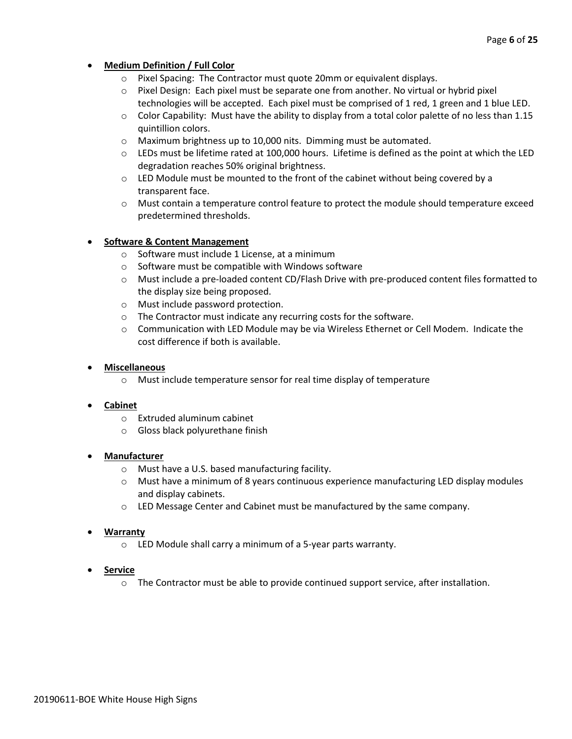- **Medium Definition / Full Color**
  - Pixel Spacing: The Contractor must quote 20mm or equivalent displays.
  - Pixel Design: Each pixel must be separate one from another. No virtual or hybrid pixel technologies will be accepted. Each pixel must be comprised of 1 red, 1 green and 1 blue LED.
  - Color Capability: Must have the ability to display from a total color palette of no less than 1.15 quintillion colors.
  - Maximum brightness up to 10,000 nits. Dimming must be automated.
  - LEDs must be lifetime rated at 100,000 hours. Lifetime is defined as the point at which the LED degradation reaches 50% original brightness.
  - LED Module must be mounted to the front of the cabinet without being covered by a transparent face.
  - Must contain a temperature control feature to protect the module should temperature exceed predetermined thresholds.

- **Software & Content Management**
  - Software must include 1 License, at a minimum
  - Software must be compatible with Windows software
  - Must include a pre-loaded content CD/Flash Drive with pre-produced content files formatted to the display size being proposed.
  - Must include password protection.
  - The Contractor must indicate any recurring costs for the software.
  - Communication with LED Module may be via Wireless Ethernet or Cell Modem. Indicate the cost difference if both is available.

- **Miscellaneous**
  - Must include temperature sensor for real time display of temperature

- **Cabinet**
  - Extruded aluminum cabinet
  - Gloss black polyurethane finish

- **Manufacturer**
  - Must have a U.S. based manufacturing facility.
  - Must have a minimum of 8 years continuous experience manufacturing LED display modules and display cabinets.
  - LED Message Center and Cabinet must be manufactured by the same company.

- **Warranty**
  - LED Module shall carry a minimum of a 5-year parts warranty.

- **Service**
  - The Contractor must be able to provide continued support service, after installation.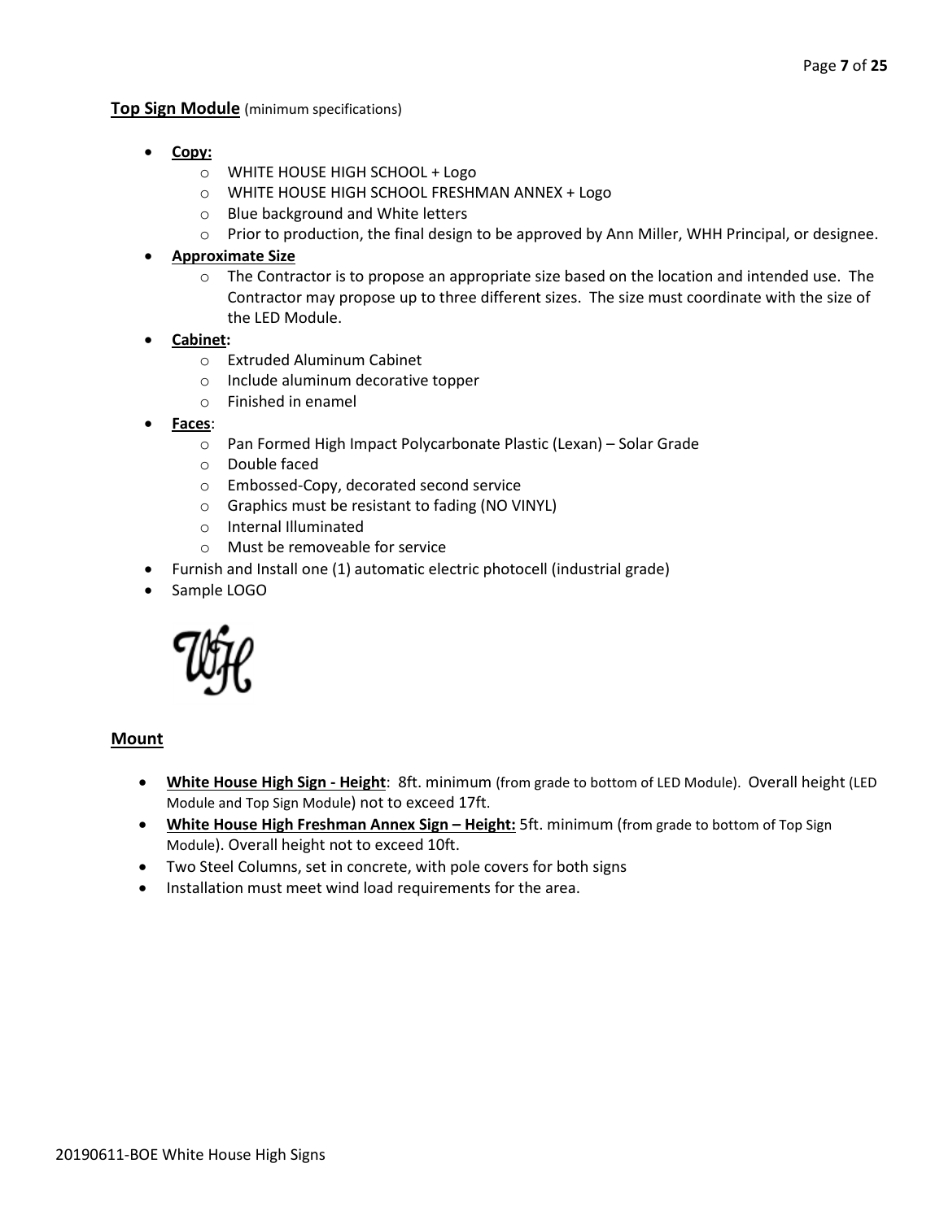**Top Sign Module** (minimum specifications)

- **Copy:**
  - WHITE HOUSE HIGH SCHOOL + Logo
  - WHITE HOUSE HIGH SCHOOL FRESHMAN ANNEX + Logo
  - Blue background and White letters
  - Prior to production, the final design to be approved by Ann Miller, WHH Principal, or designee.
- **Approximate Size**
  - The Contractor is to propose an appropriate size based on the location and intended use. The Contractor may propose up to three different sizes. The size must coordinate with the size of the LED Module.
- **Cabinet:**
  - Extruded Aluminum Cabinet
  - Include aluminum decorative topper
  - Finished in enamel
- **Faces**:
  - Pan Formed High Impact Polycarbonate Plastic (Lexan) – Solar Grade
  - Double faced
  - Embossed-Copy, decorated second service
  - Graphics must be resistant to fading (NO VINYL)
  - Internal Illuminated
  - Must be removeable for service
- Furnish and Install one (1) automatic electric photocell (industrial grade)
- Sample LOGO

## Mount

- **White House High Sign - Height**: 8ft. minimum (from grade to bottom of LED Module). Overall height (LED Module and Top Sign Module) not to exceed 17ft.
- **White House High Freshman Annex Sign – Height:** 5ft. minimum (from grade to bottom of Top Sign Module). Overall height not to exceed 10ft.
- Two Steel Columns, set in concrete, with pole covers for both signs
- Installation must meet wind load requirements for the area.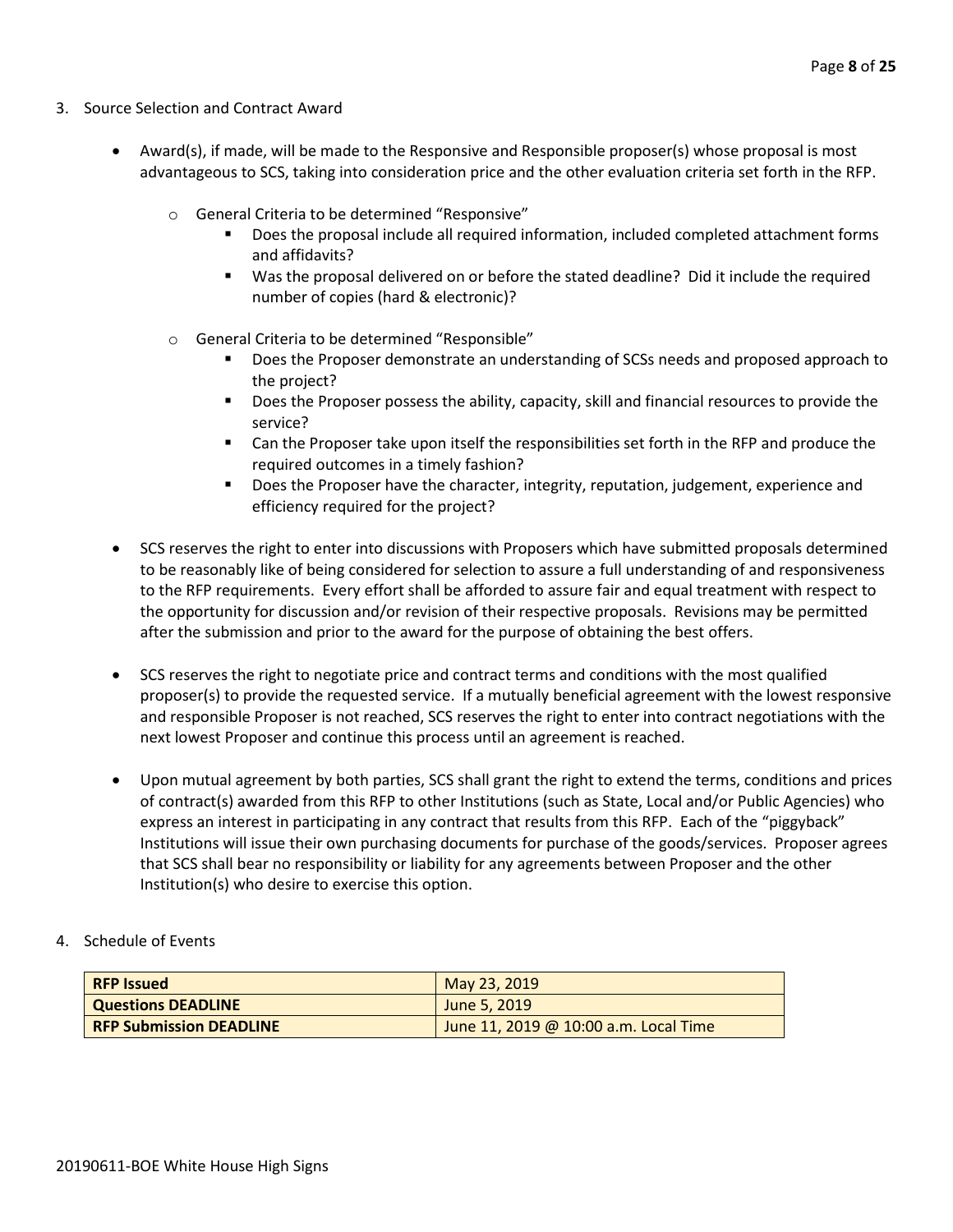3. Source Selection and Contract Award

- Award(s), if made, will be made to the Responsive and Responsible proposer(s) whose proposal is most advantageous to SCS, taking into consideration price and the other evaluation criteria set forth in the RFP.
  - General Criteria to be determined "Responsive"
    - Does the proposal include all required information, included completed attachment forms and affidavits?
    - Was the proposal delivered on or before the stated deadline? Did it include the required number of copies (hard & electronic)?
  - General Criteria to be determined "Responsible"
    - Does the Proposer demonstrate an understanding of SCSs needs and proposed approach to the project?
    - Does the Proposer possess the ability, capacity, skill and financial resources to provide the service?
    - Can the Proposer take upon itself the responsibilities set forth in the RFP and produce the required outcomes in a timely fashion?
    - Does the Proposer have the character, integrity, reputation, judgement, experience and efficiency required for the project?

- SCS reserves the right to enter into discussions with Proposers which have submitted proposals determined to be reasonably like of being considered for selection to assure a full understanding of and responsiveness to the RFP requirements. Every effort shall be afforded to assure fair and equal treatment with respect to the opportunity for discussion and/or revision of their respective proposals. Revisions may be permitted after the submission and prior to the award for the purpose of obtaining the best offers.

- SCS reserves the right to negotiate price and contract terms and conditions with the most qualified proposer(s) to provide the requested service. If a mutually beneficial agreement with the lowest responsive and responsible Proposer is not reached, SCS reserves the right to enter into contract negotiations with the next lowest Proposer and continue this process until an agreement is reached.

- Upon mutual agreement by both parties, SCS shall grant the right to extend the terms, conditions and prices of contract(s) awarded from this RFP to other Institutions (such as State, Local and/or Public Agencies) who express an interest in participating in any contract that results from this RFP. Each of the "piggyback" Institutions will issue their own purchasing documents for purchase of the goods/services. Proposer agrees that SCS shall bear no responsibility or liability for any agreements between Proposer and the other Institution(s) who desire to exercise this option.

4. Schedule of Events

| | |
|---|---|
| **RFP Issued** | May 23, 2019 |
| **Questions DEADLINE** | June 5, 2019 |
| **RFP Submission DEADLINE** | June 11, 2019 @ 10:00 a.m. Local Time |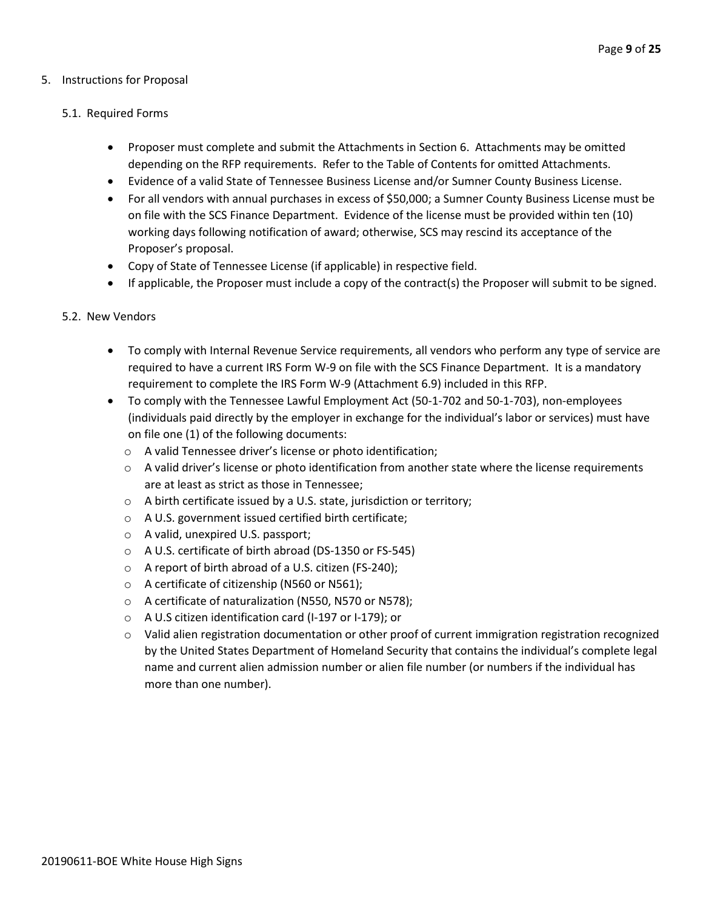## 5. Instructions for Proposal

### 5.1. Required Forms

- Proposer must complete and submit the Attachments in Section 6. Attachments may be omitted depending on the RFP requirements. Refer to the Table of Contents for omitted Attachments.
- Evidence of a valid State of Tennessee Business License and/or Sumner County Business License.
- For all vendors with annual purchases in excess of $50,000; a Sumner County Business License must be on file with the SCS Finance Department. Evidence of the license must be provided within ten (10) working days following notification of award; otherwise, SCS may rescind its acceptance of the Proposer's proposal.
- Copy of State of Tennessee License (if applicable) in respective field.
- If applicable, the Proposer must include a copy of the contract(s) the Proposer will submit to be signed.

### 5.2. New Vendors

- To comply with Internal Revenue Service requirements, all vendors who perform any type of service are required to have a current IRS Form W-9 on file with the SCS Finance Department. It is a mandatory requirement to complete the IRS Form W-9 (Attachment 6.9) included in this RFP.
- To comply with the Tennessee Lawful Employment Act (50-1-702 and 50-1-703), non-employees (individuals paid directly by the employer in exchange for the individual's labor or services) must have on file one (1) of the following documents:
  - A valid Tennessee driver's license or photo identification;
  - A valid driver's license or photo identification from another state where the license requirements are at least as strict as those in Tennessee;
  - A birth certificate issued by a U.S. state, jurisdiction or territory;
  - A U.S. government issued certified birth certificate;
  - A valid, unexpired U.S. passport;
  - A U.S. certificate of birth abroad (DS-1350 or FS-545)
  - A report of birth abroad of a U.S. citizen (FS-240);
  - A certificate of citizenship (N560 or N561);
  - A certificate of naturalization (N550, N570 or N578);
  - A U.S citizen identification card (I-197 or I-179); or
  - Valid alien registration documentation or other proof of current immigration registration recognized by the United States Department of Homeland Security that contains the individual's complete legal name and current alien admission number or alien file number (or numbers if the individual has more than one number).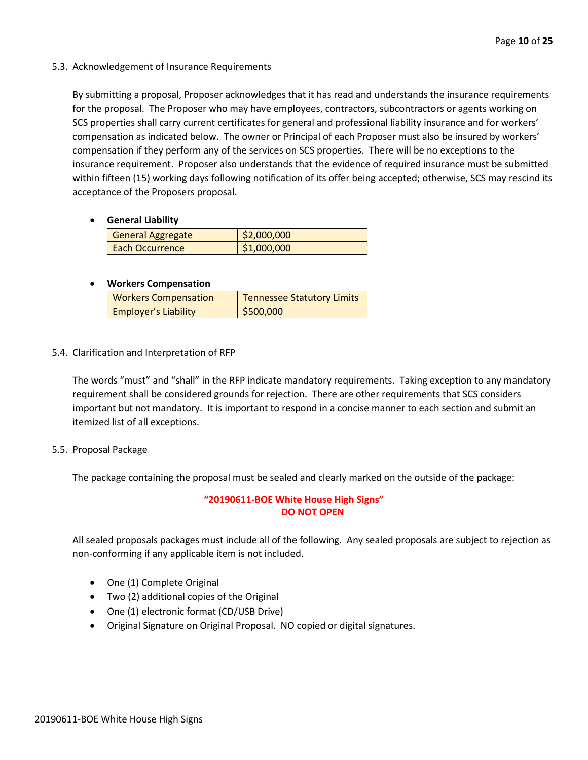### 5.3. Acknowledgement of Insurance Requirements

By submitting a proposal, Proposer acknowledges that it has read and understands the insurance requirements for the proposal. The Proposer who may have employees, contractors, subcontractors or agents working on SCS properties shall carry current certificates for general and professional liability insurance and for workers' compensation as indicated below. The owner or Principal of each Proposer must also be insured by workers' compensation if they perform any of the services on SCS properties. There will be no exceptions to the insurance requirement. Proposer also understands that the evidence of required insurance must be submitted within fifteen (15) working days following notification of its offer being accepted; otherwise, SCS may rescind its acceptance of the Proposers proposal.

- **General Liability**

| | |
|---|---|
| General Aggregate | $2,000,000 |
| Each Occurrence | $1,000,000 |

- **Workers Compensation**

| | |
|---|---|
| Workers Compensation | Tennessee Statutory Limits |
| Employer's Liability | $500,000 |

### 5.4. Clarification and Interpretation of RFP

The words "must" and "shall" in the RFP indicate mandatory requirements. Taking exception to any mandatory requirement shall be considered grounds for rejection. There are other requirements that SCS considers important but not mandatory. It is important to respond in a concise manner to each section and submit an itemized list of all exceptions.

### 5.5. Proposal Package

The package containing the proposal must be sealed and clearly marked on the outside of the package:

**"20190611-BOE White House High Signs"**
**DO NOT OPEN**

All sealed proposals packages must include all of the following. Any sealed proposals are subject to rejection as non-conforming if any applicable item is not included.

- One (1) Complete Original
- Two (2) additional copies of the Original
- One (1) electronic format (CD/USB Drive)
- Original Signature on Original Proposal. NO copied or digital signatures.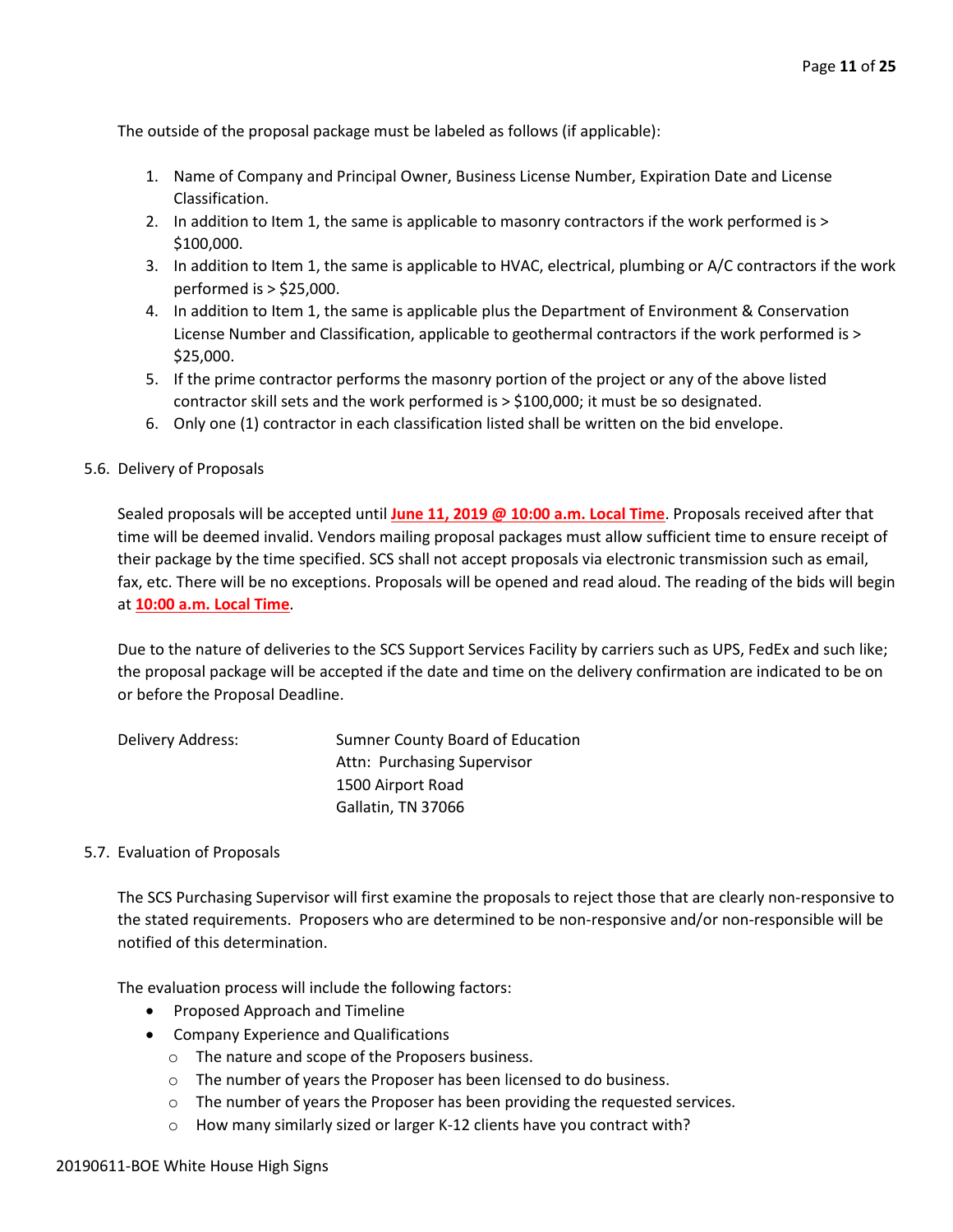The outside of the proposal package must be labeled as follows (if applicable):

1. Name of Company and Principal Owner, Business License Number, Expiration Date and License Classification.
2. In addition to Item 1, the same is applicable to masonry contractors if the work performed is > $100,000.
3. In addition to Item 1, the same is applicable to HVAC, electrical, plumbing or A/C contractors if the work performed is > $25,000.
4. In addition to Item 1, the same is applicable plus the Department of Environment & Conservation License Number and Classification, applicable to geothermal contractors if the work performed is > $25,000.
5. If the prime contractor performs the masonry portion of the project or any of the above listed contractor skill sets and the work performed is > $100,000; it must be so designated.
6. Only one (1) contractor in each classification listed shall be written on the bid envelope.

5.6. Delivery of Proposals

Sealed proposals will be accepted until **June 11, 2019 @ 10:00 a.m. Local Time**. Proposals received after that time will be deemed invalid. Vendors mailing proposal packages must allow sufficient time to ensure receipt of their package by the time specified. SCS shall not accept proposals via electronic transmission such as email, fax, etc. There will be no exceptions. Proposals will be opened and read aloud. The reading of the bids will begin at **10:00 a.m. Local Time**.

Due to the nature of deliveries to the SCS Support Services Facility by carriers such as UPS, FedEx and such like; the proposal package will be accepted if the date and time on the delivery confirmation are indicated to be on or before the Proposal Deadline.

Delivery Address:

Sumner County Board of Education
Attn: Purchasing Supervisor
1500 Airport Road
Gallatin, TN 37066

5.7. Evaluation of Proposals

The SCS Purchasing Supervisor will first examine the proposals to reject those that are clearly non-responsive to the stated requirements. Proposers who are determined to be non-responsive and/or non-responsible will be notified of this determination.

The evaluation process will include the following factors:

- Proposed Approach and Timeline
- Company Experience and Qualifications
  - The nature and scope of the Proposers business.
  - The number of years the Proposer has been licensed to do business.
  - The number of years the Proposer has been providing the requested services.
  - How many similarly sized or larger K-12 clients have you contract with?

20190611-BOE White House High Signs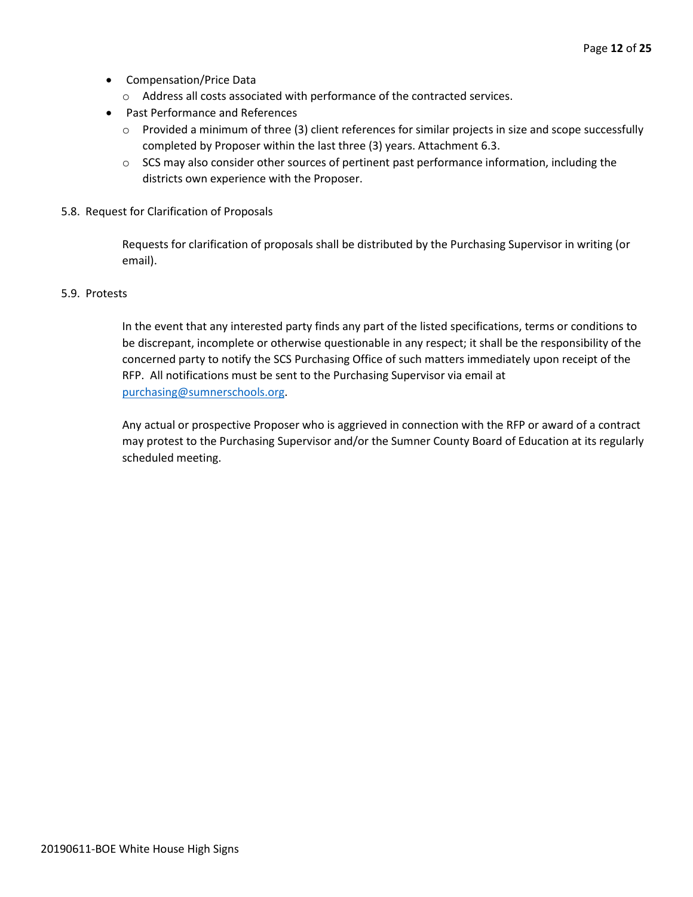- Compensation/Price Data
  - Address all costs associated with performance of the contracted services.
- Past Performance and References
  - Provided a minimum of three (3) client references for similar projects in size and scope successfully completed by Proposer within the last three (3) years. Attachment 6.3.
  - SCS may also consider other sources of pertinent past performance information, including the districts own experience with the Proposer.

5.8. Request for Clarification of Proposals

Requests for clarification of proposals shall be distributed by the Purchasing Supervisor in writing (or email).

5.9. Protests

In the event that any interested party finds any part of the listed specifications, terms or conditions to be discrepant, incomplete or otherwise questionable in any respect; it shall be the responsibility of the concerned party to notify the SCS Purchasing Office of such matters immediately upon receipt of the RFP. All notifications must be sent to the Purchasing Supervisor via email at purchasing@sumnerschools.org.

Any actual or prospective Proposer who is aggrieved in connection with the RFP or award of a contract may protest to the Purchasing Supervisor and/or the Sumner County Board of Education at its regularly scheduled meeting.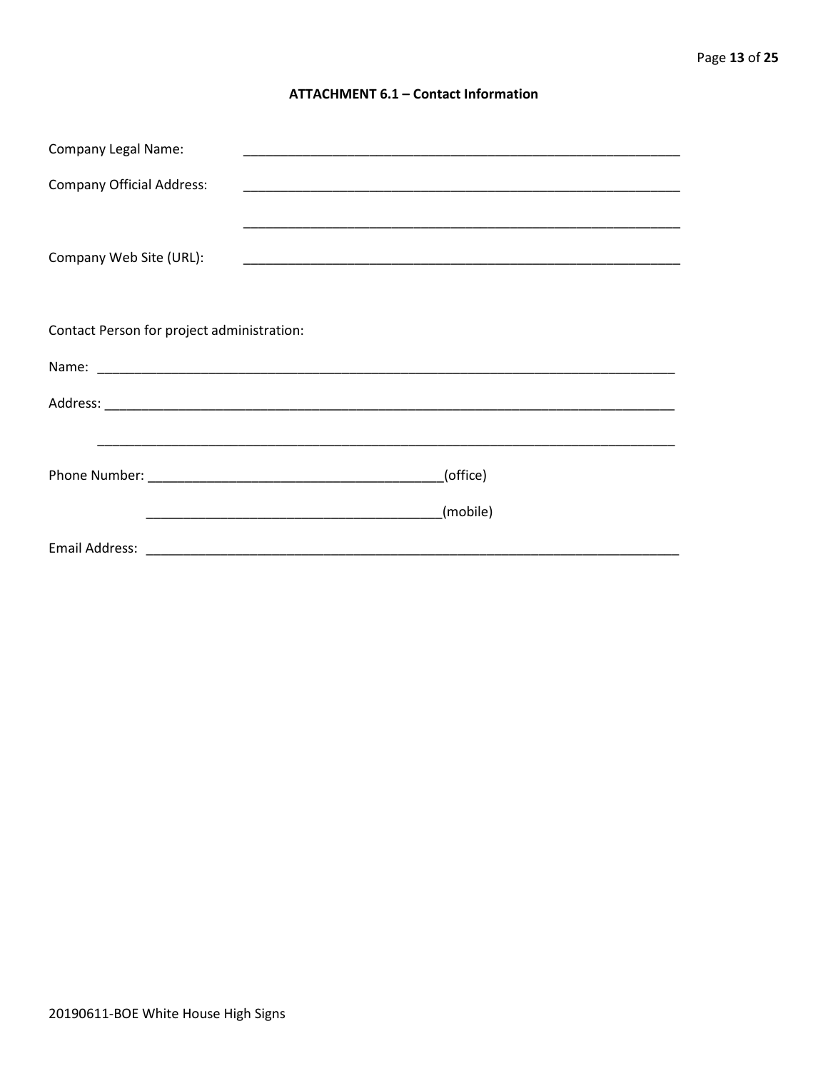**ATTACHMENT 6.1 – Contact Information**

Company Legal Name: ____________________________________________________________

Company Official Address: ____________________________________________________________

____________________________________________________________

Company Web Site (URL): ____________________________________________________________

Contact Person for project administration:

Name: ________________________________________________________________________________

Address: ______________________________________________________________________________

______________________________________________________________________________

Phone Number: _______________________________________(office)

_______________________________________(mobile)

Email Address: ___________________________________________________________________________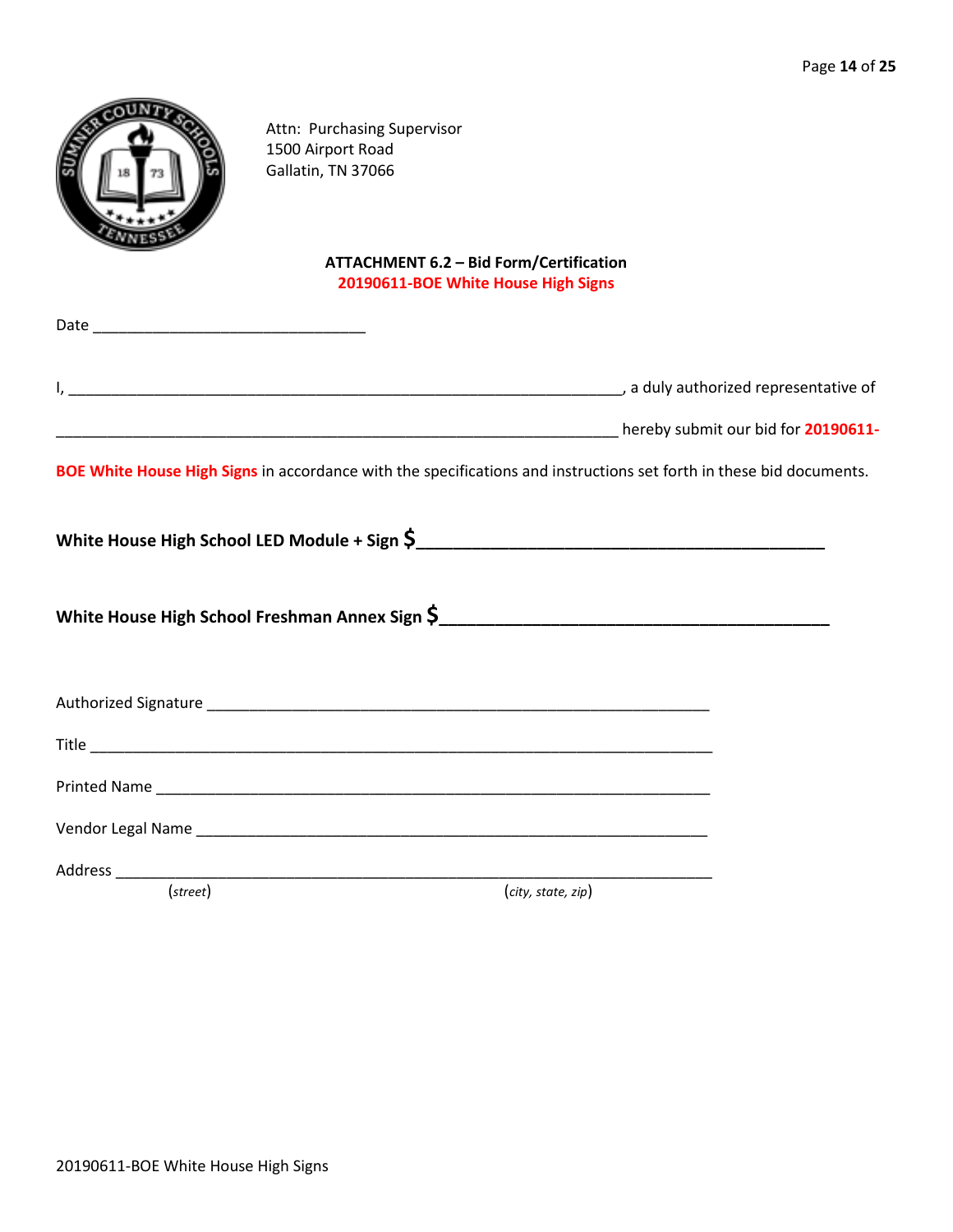Attn: Purchasing Supervisor
1500 Airport Road
Gallatin, TN 37066

**ATTACHMENT 6.2 – Bid Form/Certification**
**20190611-BOE White House High Signs**

Date ______________________________

I, _______________________________________________________________, a duly authorized representative of

_______________________________________________________________ hereby submit our bid for **20190611-BOE White House High Signs** in accordance with the specifications and instructions set forth in these bid documents.

**White House High School LED Module + Sign $__________________________________________**

**White House High School Freshman Annex Sign $_______________________________________**

Authorized Signature _______________________________________________________

Title __________________________________________________________________

Printed Name ___________________________________________________________

Vendor Legal Name _______________________________________________________

Address ________________________________________________________________
(*street*) (*city, state, zip*)

20190611-BOE White House High Signs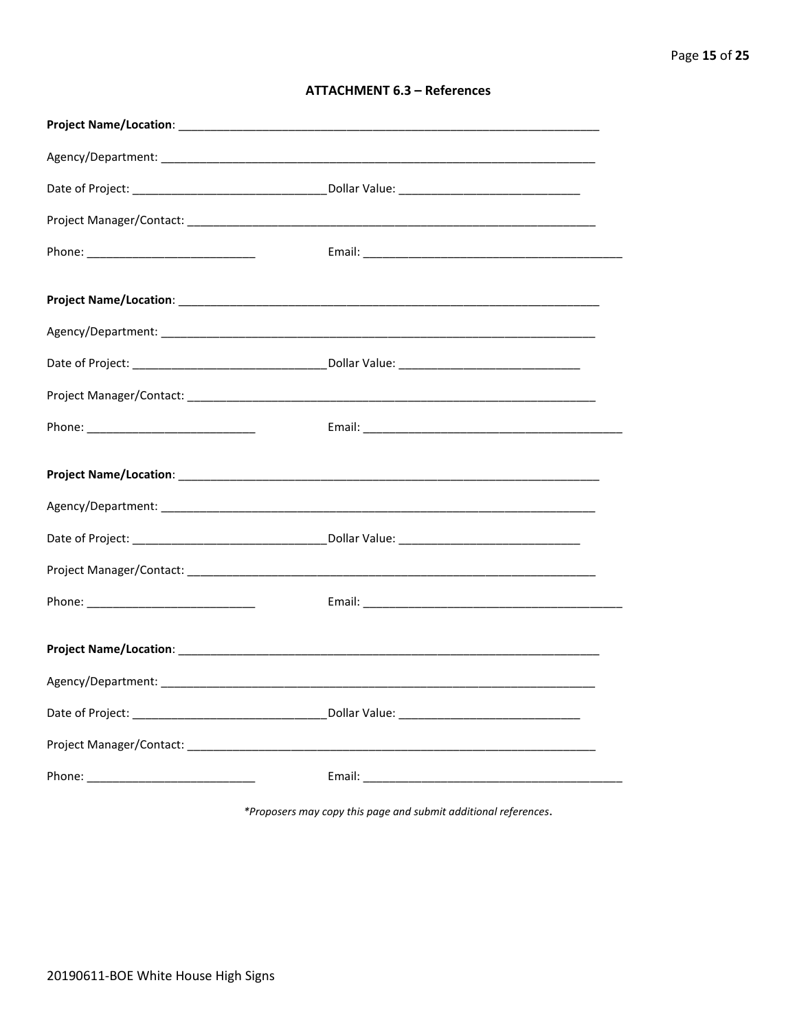### ATTACHMENT 6.3 – References

**Project Name/Location**: ____________________________________________________________________

Agency/Department: ____________________________________________________________________

Date of Project: ______________________________ Dollar Value: ____________________________

Project Manager/Contact: _______________________________________________________________

Phone: __________________________ Email: ________________________________________

**Project Name/Location**: ____________________________________________________________________

Agency/Department: ____________________________________________________________________

Date of Project: ______________________________ Dollar Value: ____________________________

Project Manager/Contact: _______________________________________________________________

Phone: __________________________ Email: ________________________________________

**Project Name/Location**: ____________________________________________________________________

Agency/Department: ____________________________________________________________________

Date of Project: ______________________________ Dollar Value: ____________________________

Project Manager/Contact: _______________________________________________________________

Phone: __________________________ Email: ________________________________________

**Project Name/Location**: ____________________________________________________________________

Agency/Department: ____________________________________________________________________

Date of Project: ______________________________ Dollar Value: ____________________________

Project Manager/Contact: _______________________________________________________________

Phone: __________________________ Email: ________________________________________

*\*Proposers may copy this page and submit additional references.*

20190611-BOE White House High Signs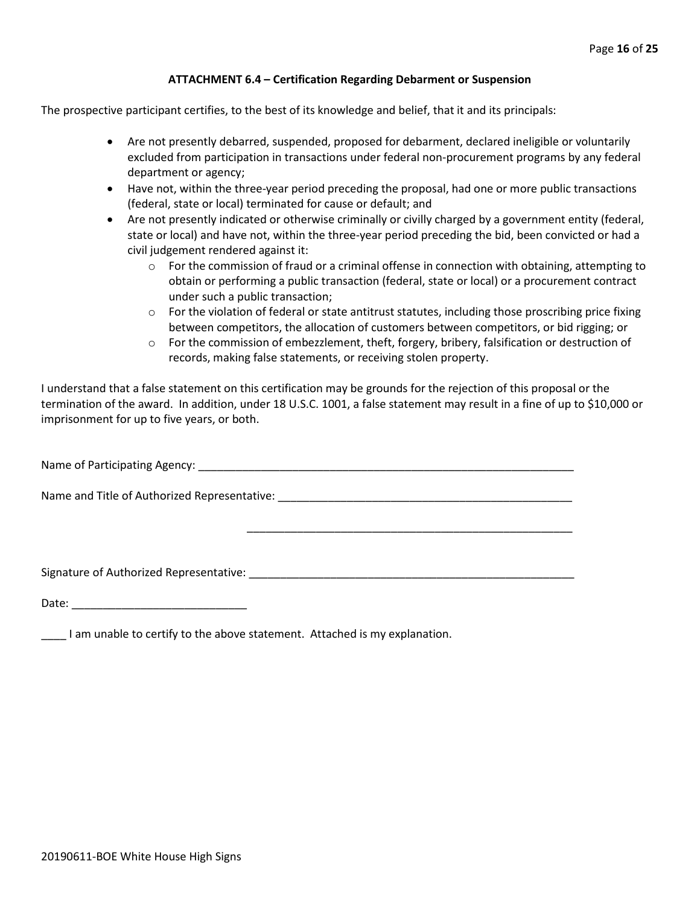**ATTACHMENT 6.4 – Certification Regarding Debarment or Suspension**

The prospective participant certifies, to the best of its knowledge and belief, that it and its principals:

- Are not presently debarred, suspended, proposed for debarment, declared ineligible or voluntarily excluded from participation in transactions under federal non-procurement programs by any federal department or agency;
- Have not, within the three-year period preceding the proposal, had one or more public transactions (federal, state or local) terminated for cause or default; and
- Are not presently indicated or otherwise criminally or civilly charged by a government entity (federal, state or local) and have not, within the three-year period preceding the bid, been convicted or had a civil judgement rendered against it:
  - For the commission of fraud or a criminal offense in connection with obtaining, attempting to obtain or performing a public transaction (federal, state or local) or a procurement contract under such a public transaction;
  - For the violation of federal or state antitrust statutes, including those proscribing price fixing between competitors, the allocation of customers between competitors, or bid rigging; or
  - For the commission of embezzlement, theft, forgery, bribery, falsification or destruction of records, making false statements, or receiving stolen property.

I understand that a false statement on this certification may be grounds for the rejection of this proposal or the termination of the award. In addition, under 18 U.S.C. 1001, a false statement may result in a fine of up to $10,000 or imprisonment for up to five years, or both.

Name of Participating Agency: ______________________________________________________________

Name and Title of Authorized Representative: _________________________________________________

_________________________________________________

Signature of Authorized Representative: _____________________________________________________

Date: ___________________________

____ I am unable to certify to the above statement. Attached is my explanation.

20190611-BOE White House High Signs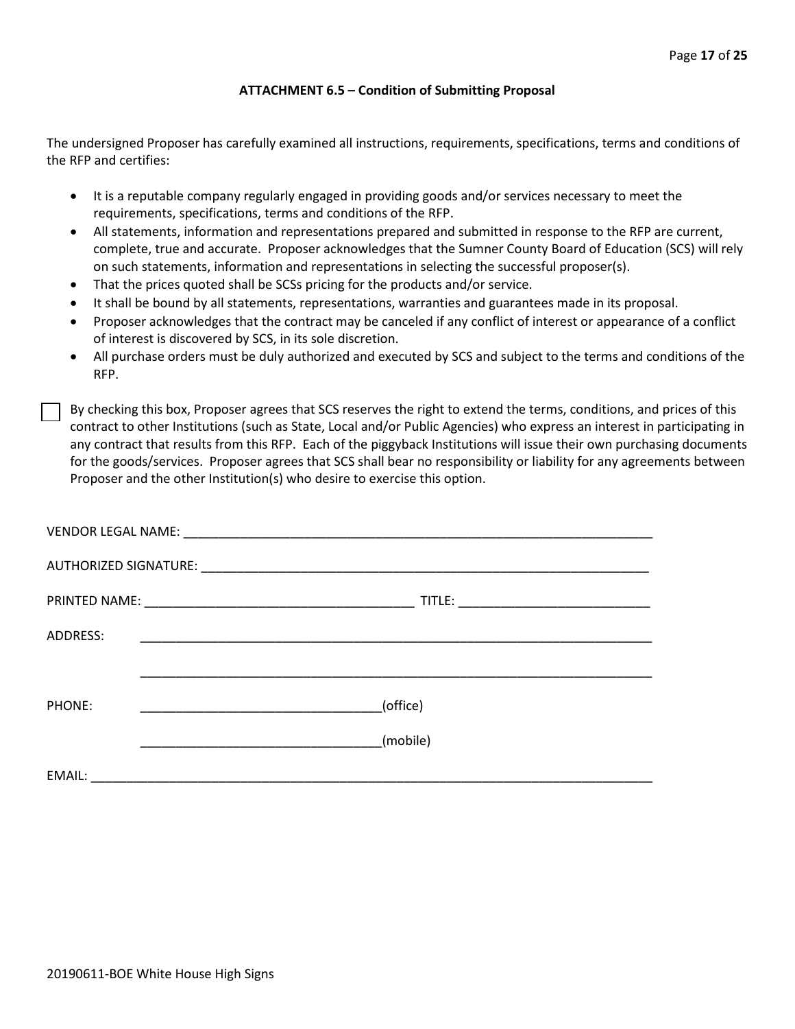### ATTACHMENT 6.5 – Condition of Submitting Proposal

The undersigned Proposer has carefully examined all instructions, requirements, specifications, terms and conditions of the RFP and certifies:

- It is a reputable company regularly engaged in providing goods and/or services necessary to meet the requirements, specifications, terms and conditions of the RFP.
- All statements, information and representations prepared and submitted in response to the RFP are current, complete, true and accurate. Proposer acknowledges that the Sumner County Board of Education (SCS) will rely on such statements, information and representations in selecting the successful proposer(s).
- That the prices quoted shall be SCSs pricing for the products and/or service.
- It shall be bound by all statements, representations, warranties and guarantees made in its proposal.
- Proposer acknowledges that the contract may be canceled if any conflict of interest or appearance of a conflict of interest is discovered by SCS, in its sole discretion.
- All purchase orders must be duly authorized and executed by SCS and subject to the terms and conditions of the RFP.

☐ By checking this box, Proposer agrees that SCS reserves the right to extend the terms, conditions, and prices of this contract to other Institutions (such as State, Local and/or Public Agencies) who express an interest in participating in any contract that results from this RFP. Each of the piggyback Institutions will issue their own purchasing documents for the goods/services. Proposer agrees that SCS shall bear no responsibility or liability for any agreements between Proposer and the other Institution(s) who desire to exercise this option.

VENDOR LEGAL NAME: ______________________________________________________________________

AUTHORIZED SIGNATURE: _________________________________________________________________

PRINTED NAME: ______________________________________ TITLE: ___________________________

ADDRESS: _________________________________________________________________________

_________________________________________________________________________

PHONE: __________________________________(office)

__________________________________(mobile)

EMAIL: _______________________________________________________________________________

20190611-BOE White House High Signs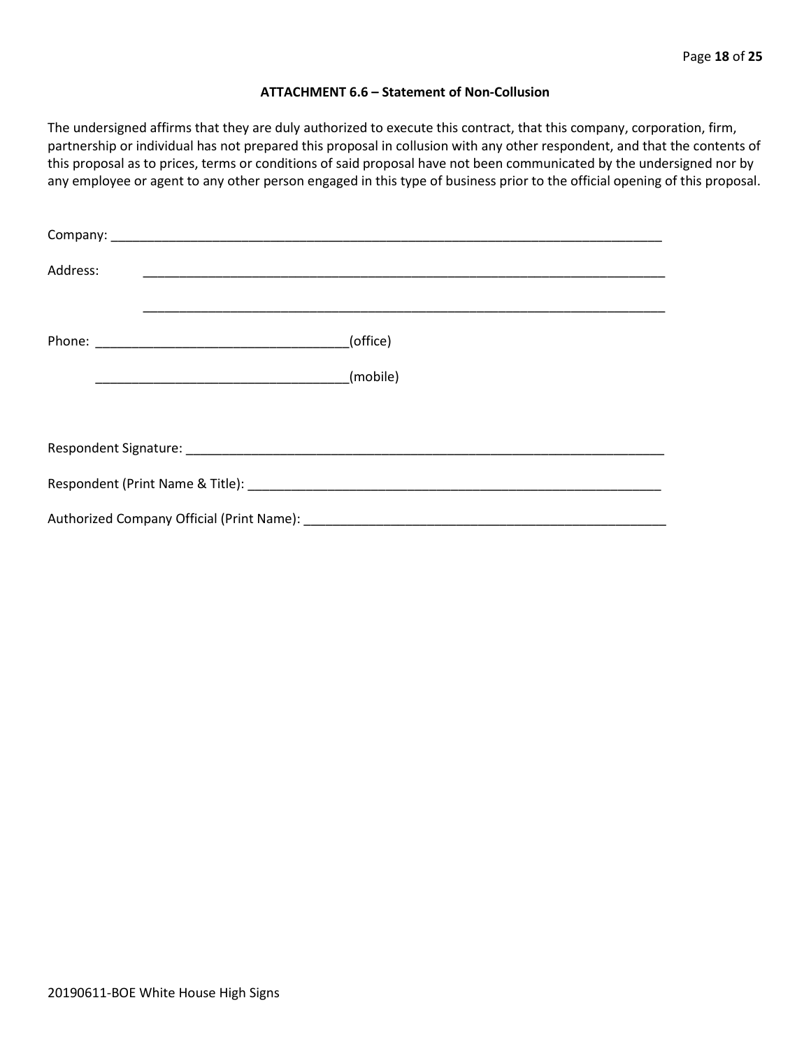**ATTACHMENT 6.6 – Statement of Non-Collusion**

The undersigned affirms that they are duly authorized to execute this contract, that this company, corporation, firm, partnership or individual has not prepared this proposal in collusion with any other respondent, and that the contents of this proposal as to prices, terms or conditions of said proposal have not been communicated by the undersigned nor by any employee or agent to any other person engaged in this type of business prior to the official opening of this proposal.

Company: ____________________________________________________________________________

Address: ____________________________________________________________________________

____________________________________________________________________________

Phone: ___________________________________(office)

___________________________________(mobile)

Respondent Signature: _________________________________________________________________

Respondent (Print Name & Title): _______________________________________________________

Authorized Company Official (Print Name): _______________________________________________

20190611-BOE White House High Signs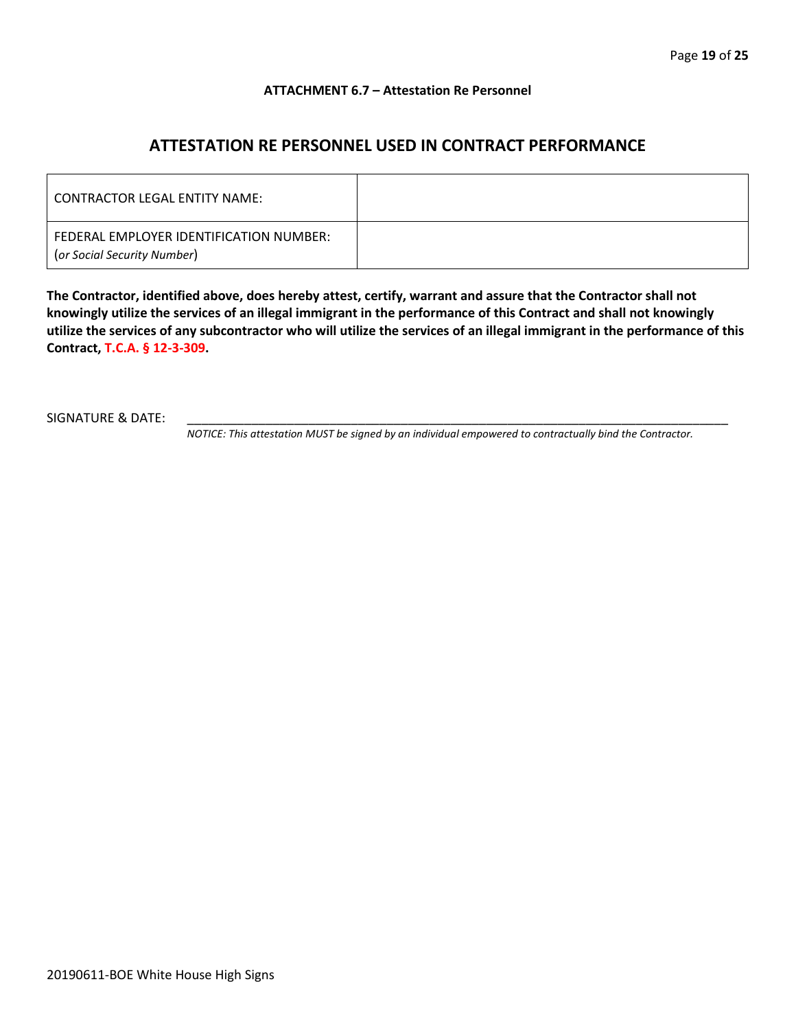**ATTACHMENT 6.7 – Attestation Re Personnel**

## ATTESTATION RE PERSONNEL USED IN CONTRACT PERFORMANCE

| | |
|---|---|
| CONTRACTOR LEGAL ENTITY NAME: | |
| FEDERAL EMPLOYER IDENTIFICATION NUMBER: (*or Social Security Number*) | |

**The Contractor, identified above, does hereby attest, certify, warrant and assure that the Contractor shall not knowingly utilize the services of an illegal immigrant in the performance of this Contract and shall not knowingly utilize the services of any subcontractor who will utilize the services of an illegal immigrant in the performance of this Contract, T.C.A. § 12-3-309.**

SIGNATURE & DATE: ___________________________________________________________________________

*NOTICE: This attestation MUST be signed by an individual empowered to contractually bind the Contractor.*

20190611-BOE White House High Signs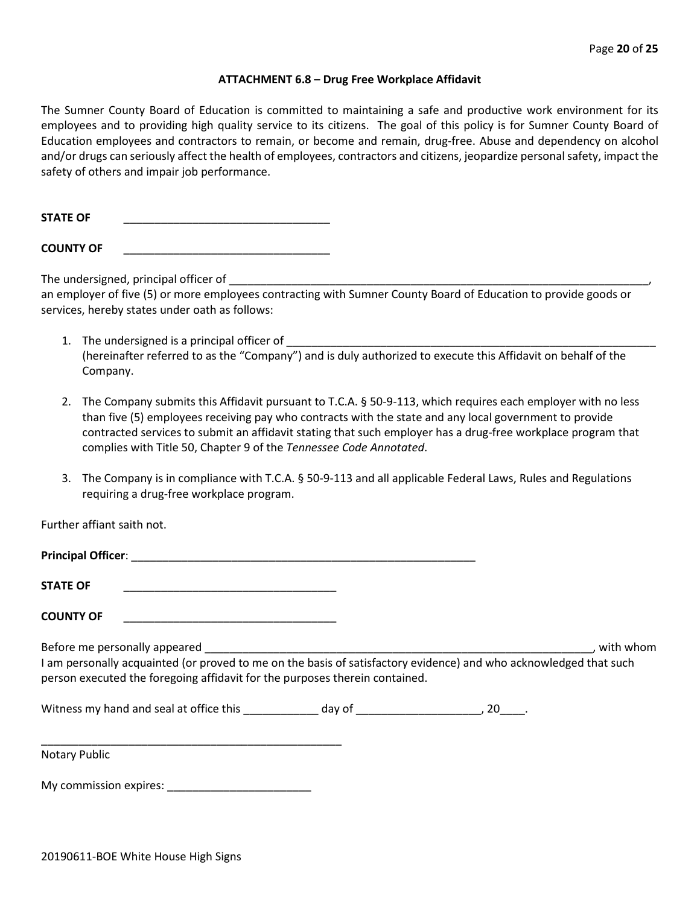### ATTACHMENT 6.8 – Drug Free Workplace Affidavit

The Sumner County Board of Education is committed to maintaining a safe and productive work environment for its employees and to providing high quality service to its citizens. The goal of this policy is for Sumner County Board of Education employees and contractors to remain, or become and remain, drug-free. Abuse and dependency on alcohol and/or drugs can seriously affect the health of employees, contractors and citizens, jeopardize personal safety, impact the safety of others and impair job performance.

**STATE OF** \_\_\_\_\_\_\_\_\_\_\_\_\_\_\_\_\_\_\_\_\_\_\_\_\_\_\_\_\_\_\_\_

**COUNTY OF** \_\_\_\_\_\_\_\_\_\_\_\_\_\_\_\_\_\_\_\_\_\_\_\_\_\_\_\_\_\_\_\_

The undersigned, principal officer of \_\_\_\_\_\_\_\_\_\_\_\_\_\_\_\_\_\_\_\_\_\_\_\_\_\_\_\_\_\_\_\_\_\_\_\_\_\_\_\_\_\_\_\_\_\_\_\_\_\_\_\_\_\_\_\_\_\_\_\_\_\_\_\_, an employer of five (5) or more employees contracting with Sumner County Board of Education to provide goods or services, hereby states under oath as follows:

1. The undersigned is a principal officer of \_\_\_\_\_\_\_\_\_\_\_\_\_\_\_\_\_\_\_\_\_\_\_\_\_\_\_\_\_\_\_\_\_\_\_\_\_\_\_\_\_\_\_\_\_\_\_\_\_\_\_\_\_\_\_\_ (hereinafter referred to as the "Company") and is duly authorized to execute this Affidavit on behalf of the Company.

2. The Company submits this Affidavit pursuant to T.C.A. § 50-9-113, which requires each employer with no less than five (5) employees receiving pay who contracts with the state and any local government to provide contracted services to submit an affidavit stating that such employer has a drug-free workplace program that complies with Title 50, Chapter 9 of the *Tennessee Code Annotated*.

3. The Company is in compliance with T.C.A. § 50-9-113 and all applicable Federal Laws, Rules and Regulations requiring a drug-free workplace program.

Further affiant saith not.

**Principal Officer**: \_\_\_\_\_\_\_\_\_\_\_\_\_\_\_\_\_\_\_\_\_\_\_\_\_\_\_\_\_\_\_\_\_\_\_\_\_\_\_\_\_\_\_\_\_\_\_\_\_\_\_\_\_\_

**STATE OF** \_\_\_\_\_\_\_\_\_\_\_\_\_\_\_\_\_\_\_\_\_\_\_\_\_\_\_\_\_\_\_\_\_\_\_

**COUNTY OF** \_\_\_\_\_\_\_\_\_\_\_\_\_\_\_\_\_\_\_\_\_\_\_\_\_\_\_\_\_\_\_\_\_\_\_

Before me personally appeared \_\_\_\_\_\_\_\_\_\_\_\_\_\_\_\_\_\_\_\_\_\_\_\_\_\_\_\_\_\_\_\_\_\_\_\_\_\_\_\_\_\_\_\_\_\_\_\_\_\_\_\_\_\_\_\_\_\_\_\_\_\_, with whom I am personally acquainted (or proved to me on the basis of satisfactory evidence) and who acknowledged that such person executed the foregoing affidavit for the purposes therein contained.

Witness my hand and seal at office this \_\_\_\_\_\_\_\_\_\_\_\_ day of \_\_\_\_\_\_\_\_\_\_\_\_\_\_\_\_\_\_\_\_, 20\_\_\_\_.

\_\_\_\_\_\_\_\_\_\_\_\_\_\_\_\_\_\_\_\_\_\_\_\_\_\_\_\_\_\_\_\_\_\_\_\_\_\_\_\_\_\_\_\_\_\_\_\_\_\_
Notary Public

My commission expires: \_\_\_\_\_\_\_\_\_\_\_\_\_\_\_\_\_\_\_\_\_\_\_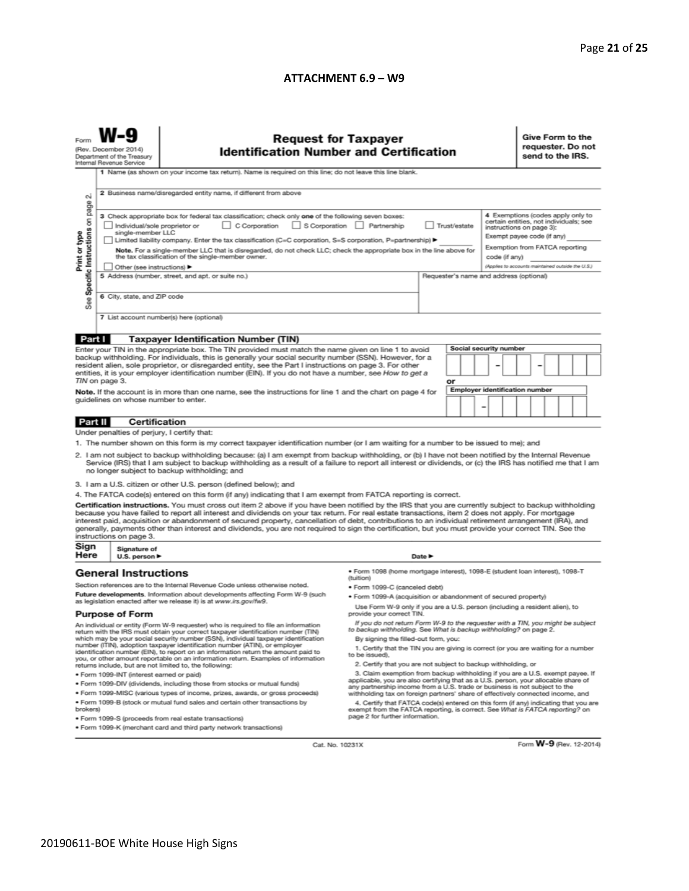**ATTACHMENT 6.9 – W9**

Form **W-9**
(Rev. December 2014)
Department of the Treasury
Internal Revenue Service

# Request for Taxpayer Identification Number and Certification

**Give Form to the requester. Do not send to the IRS.**

Print or type
See Specific Instructions on page 2.

1 Name (as shown on your income tax return). Name is required on this line; do not leave this line blank.

2 Business name/disregarded entity name, if different from above

3 Check appropriate box for federal tax classification; check only **one** of the following seven boxes:

☐ Individual/sole proprietor or single-member LLC ☐ C Corporation ☐ S Corporation ☐ Partnership ☐ Trust/estate

☐ Limited liability company. Enter the tax classification (C=C corporation, S=S corporation, P=partnership) ►

**Note.** For a single-member LLC that is disregarded, do not check LLC; check the appropriate box in the line above for the tax classification of the single-member owner.

☐ Other (see instructions) ►

**4** Exemptions (codes apply only to certain entities, not individuals; see instructions on page 3):

Exempt payee code (if any)

Exemption from FATCA reporting code (if any)

*(Applies to accounts maintained outside the U.S.)*

5 Address (number, street, and apt. or suite no.)

Requester's name and address (optional)

6 City, state, and ZIP code

7 List account number(s) here (optional)

## Part I Taxpayer Identification Number (TIN)

Enter your TIN in the appropriate box. The TIN provided must match the name given on line 1 to avoid backup withholding. For individuals, this is generally your social security number (SSN). However, for a resident alien, sole proprietor, or disregarded entity, see the Part I instructions on page 3. For other entities, it is your employer identification number (EIN). If you do not have a number, see *How to get a TIN* on page 3.

**Note.** If the account is in more than one name, see the instructions for line 1 and the chart on page 4 for guidelines on whose number to enter.

**Social security number**

or

**Employer identification number**

## Part II Certification

Under penalties of perjury, I certify that:

1. The number shown on this form is my correct taxpayer identification number (or I am waiting for a number to be issued to me); and
2. I am not subject to backup withholding because: (a) I am exempt from backup withholding, or (b) I have not been notified by the Internal Revenue Service (IRS) that I am subject to backup withholding as a result of a failure to report all interest or dividends, or (c) the IRS has notified me that I am no longer subject to backup withholding; and
3. I am a U.S. citizen or other U.S. person (defined below); and
4. The FATCA code(s) entered on this form (if any) indicating that I am exempt from FATCA reporting is correct.

**Certification instructions.** You must cross out item 2 above if you have been notified by the IRS that you are currently subject to backup withholding because you have failed to report all interest and dividends on your tax return. For real estate transactions, item 2 does not apply. For mortgage interest paid, acquisition or abandonment of secured property, cancellation of debt, contributions to an individual retirement arrangement (IRA), and generally, payments other than interest and dividends, you are not required to sign the certification, but you must provide your correct TIN. See the instructions on page 3.

**Sign Here** Signature of U.S. person ► Date ►

## General Instructions

Section references are to the Internal Revenue Code unless otherwise noted.

**Future developments.** Information about developments affecting Form W-9 (such as legislation enacted after we release it) is at *www.irs.gov/fw9*.

### Purpose of Form

An individual or entity (Form W-9 requester) who is required to file an information return with the IRS must obtain your correct taxpayer identification number (TIN) which may be your social security number (SSN), individual taxpayer identification number (ITIN), adoption taxpayer identification number (ATIN), or employer identification number (EIN), to report on an information return the amount paid to you, or other amount reportable on an information return. Examples of information returns include, but are not limited to, the following:

- Form 1099-INT (interest earned or paid)
- Form 1099-DIV (dividends, including those from stocks or mutual funds)
- Form 1099-MISC (various types of income, prizes, awards, or gross proceeds)
- Form 1099-B (stock or mutual fund sales and certain other transactions by brokers)
- Form 1099-S (proceeds from real estate transactions)
- Form 1099-K (merchant card and third party network transactions)
- Form 1098 (home mortgage interest), 1098-E (student loan interest), 1098-T (tuition)
- Form 1099-C (canceled debt)
- Form 1099-A (acquisition or abandonment of secured property)

Use Form W-9 only if you are a U.S. person (including a resident alien), to provide your correct TIN.

*If you do not return Form W-9 to the requester with a TIN, you might be subject to backup withholding. See What is backup withholding? on page 2.*

By signing the filled-out form, you:

1. Certify that the TIN you are giving is correct (or you are waiting for a number to be issued),
2. Certify that you are not subject to backup withholding, or
3. Claim exemption from backup withholding if you are a U.S. exempt payee. If applicable, you are also certifying that as a U.S. person, your allocable share of any partnership income from a U.S. trade or business is not subject to the withholding tax on foreign partners' share of effectively connected income, and
4. Certify that FATCA code(s) entered on this form (if any) indicating that you are exempt from the FATCA reporting, is correct. See *What is FATCA reporting?* on page 2 for further information.

Cat. No. 10231X Form **W-9** (Rev. 12-2014)

20190611-BOE White House High Signs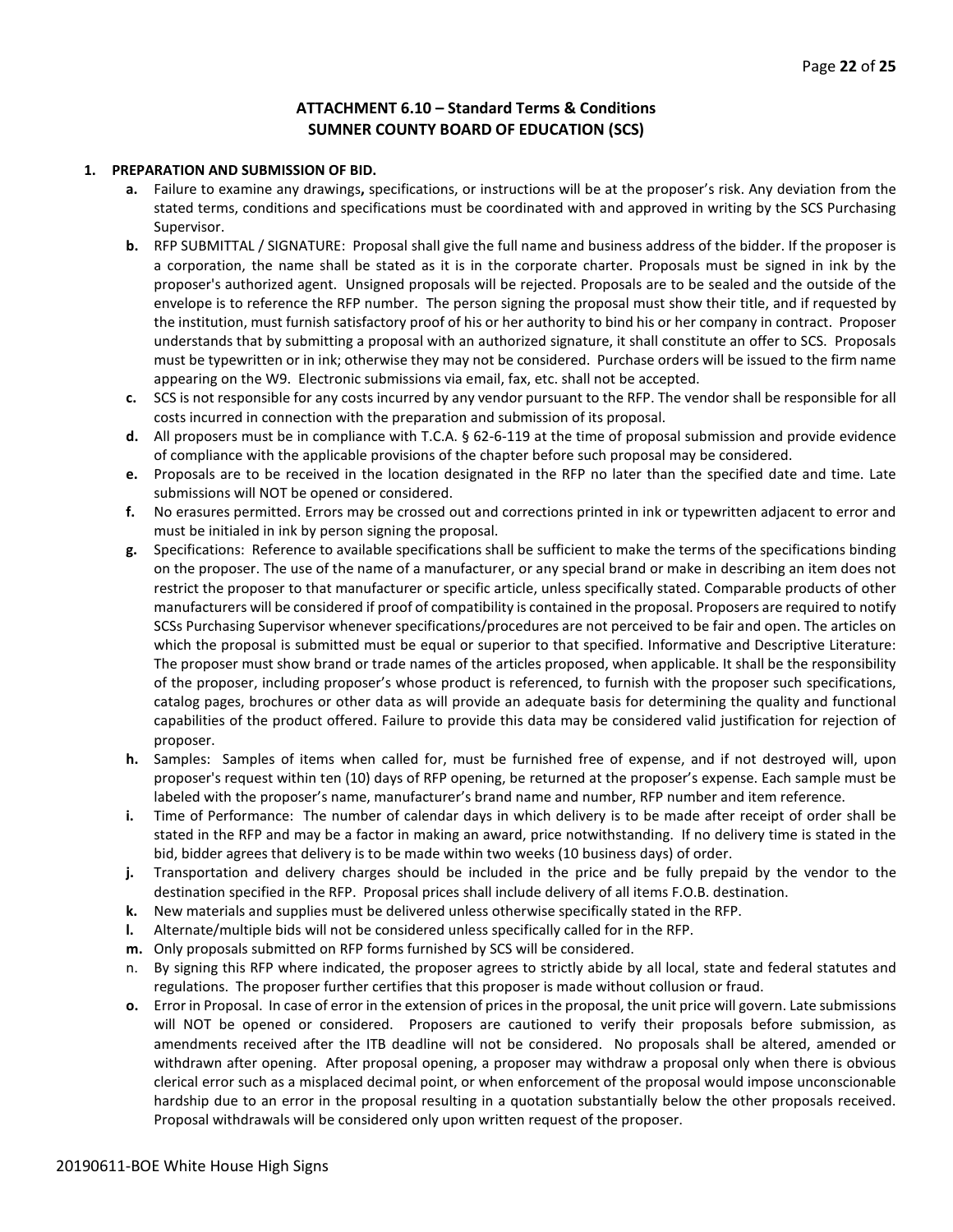**ATTACHMENT 6.10 – Standard Terms & Conditions**
**SUMNER COUNTY BOARD OF EDUCATION (SCS)**

**1. PREPARATION AND SUBMISSION OF BID.**

- **a.** Failure to examine any drawings**,** specifications, or instructions will be at the proposer's risk. Any deviation from the stated terms, conditions and specifications must be coordinated with and approved in writing by the SCS Purchasing Supervisor.
- **b.** RFP SUBMITTAL / SIGNATURE: Proposal shall give the full name and business address of the bidder. If the proposer is a corporation, the name shall be stated as it is in the corporate charter. Proposals must be signed in ink by the proposer's authorized agent. Unsigned proposals will be rejected. Proposals are to be sealed and the outside of the envelope is to reference the RFP number. The person signing the proposal must show their title, and if requested by the institution, must furnish satisfactory proof of his or her authority to bind his or her company in contract. Proposer understands that by submitting a proposal with an authorized signature, it shall constitute an offer to SCS. Proposals must be typewritten or in ink; otherwise they may not be considered. Purchase orders will be issued to the firm name appearing on the W9. Electronic submissions via email, fax, etc. shall not be accepted.
- **c.** SCS is not responsible for any costs incurred by any vendor pursuant to the RFP. The vendor shall be responsible for all costs incurred in connection with the preparation and submission of its proposal.
- **d.** All proposers must be in compliance with T.C.A. § 62-6-119 at the time of proposal submission and provide evidence of compliance with the applicable provisions of the chapter before such proposal may be considered.
- **e.** Proposals are to be received in the location designated in the RFP no later than the specified date and time. Late submissions will NOT be opened or considered.
- **f.** No erasures permitted. Errors may be crossed out and corrections printed in ink or typewritten adjacent to error and must be initialed in ink by person signing the proposal.
- **g.** Specifications: Reference to available specifications shall be sufficient to make the terms of the specifications binding on the proposer. The use of the name of a manufacturer, or any special brand or make in describing an item does not restrict the proposer to that manufacturer or specific article, unless specifically stated. Comparable products of other manufacturers will be considered if proof of compatibility is contained in the proposal. Proposers are required to notify SCSs Purchasing Supervisor whenever specifications/procedures are not perceived to be fair and open. The articles on which the proposal is submitted must be equal or superior to that specified. Informative and Descriptive Literature: The proposer must show brand or trade names of the articles proposed, when applicable. It shall be the responsibility of the proposer, including proposer's whose product is referenced, to furnish with the proposer such specifications, catalog pages, brochures or other data as will provide an adequate basis for determining the quality and functional capabilities of the product offered. Failure to provide this data may be considered valid justification for rejection of proposer.
- **h.** Samples: Samples of items when called for, must be furnished free of expense, and if not destroyed will, upon proposer's request within ten (10) days of RFP opening, be returned at the proposer's expense. Each sample must be labeled with the proposer's name, manufacturer's brand name and number, RFP number and item reference.
- **i.** Time of Performance: The number of calendar days in which delivery is to be made after receipt of order shall be stated in the RFP and may be a factor in making an award, price notwithstanding. If no delivery time is stated in the bid, bidder agrees that delivery is to be made within two weeks (10 business days) of order.
- **j.** Transportation and delivery charges should be included in the price and be fully prepaid by the vendor to the destination specified in the RFP. Proposal prices shall include delivery of all items F.O.B. destination.
- **k.** New materials and supplies must be delivered unless otherwise specifically stated in the RFP.
- **l.** Alternate/multiple bids will not be considered unless specifically called for in the RFP.
- **m.** Only proposals submitted on RFP forms furnished by SCS will be considered.
- n. By signing this RFP where indicated, the proposer agrees to strictly abide by all local, state and federal statutes and regulations. The proposer further certifies that this proposer is made without collusion or fraud.
- **o.** Error in Proposal. In case of error in the extension of prices in the proposal, the unit price will govern. Late submissions will NOT be opened or considered. Proposers are cautioned to verify their proposals before submission, as amendments received after the ITB deadline will not be considered. No proposals shall be altered, amended or withdrawn after opening. After proposal opening, a proposer may withdraw a proposal only when there is obvious clerical error such as a misplaced decimal point, or when enforcement of the proposal would impose unconscionable hardship due to an error in the proposal resulting in a quotation substantially below the other proposals received. Proposal withdrawals will be considered only upon written request of the proposer.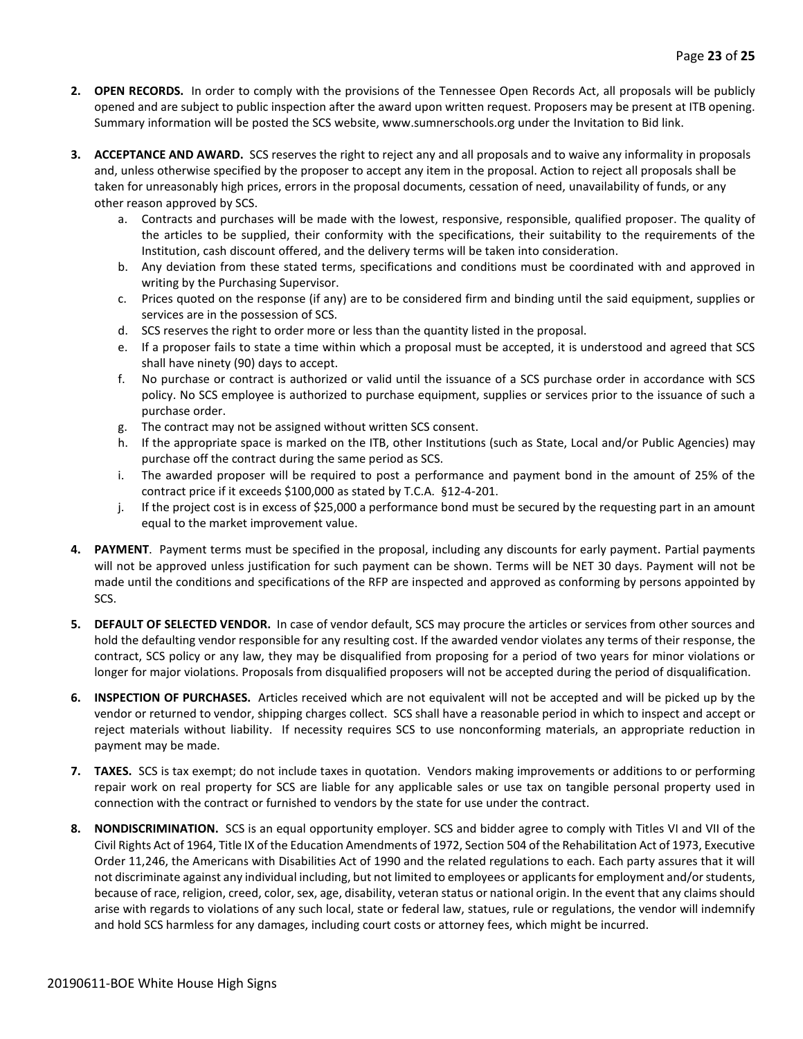2. **OPEN RECORDS.** In order to comply with the provisions of the Tennessee Open Records Act, all proposals will be publicly opened and are subject to public inspection after the award upon written request. Proposers may be present at ITB opening. Summary information will be posted the SCS website, www.sumnerschools.org under the Invitation to Bid link.

3. **ACCEPTANCE AND AWARD.** SCS reserves the right to reject any and all proposals and to waive any informality in proposals and, unless otherwise specified by the proposer to accept any item in the proposal. Action to reject all proposals shall be taken for unreasonably high prices, errors in the proposal documents, cessation of need, unavailability of funds, or any other reason approved by SCS.
   a. Contracts and purchases will be made with the lowest, responsive, responsible, qualified proposer. The quality of the articles to be supplied, their conformity with the specifications, their suitability to the requirements of the Institution, cash discount offered, and the delivery terms will be taken into consideration.
   b. Any deviation from these stated terms, specifications and conditions must be coordinated with and approved in writing by the Purchasing Supervisor.
   c. Prices quoted on the response (if any) are to be considered firm and binding until the said equipment, supplies or services are in the possession of SCS.
   d. SCS reserves the right to order more or less than the quantity listed in the proposal.
   e. If a proposer fails to state a time within which a proposal must be accepted, it is understood and agreed that SCS shall have ninety (90) days to accept.
   f. No purchase or contract is authorized or valid until the issuance of a SCS purchase order in accordance with SCS policy. No SCS employee is authorized to purchase equipment, supplies or services prior to the issuance of such a purchase order.
   g. The contract may not be assigned without written SCS consent.
   h. If the appropriate space is marked on the ITB, other Institutions (such as State, Local and/or Public Agencies) may purchase off the contract during the same period as SCS.
   i. The awarded proposer will be required to post a performance and payment bond in the amount of 25% of the contract price if it exceeds $100,000 as stated by T.C.A. §12-4-201.
   j. If the project cost is in excess of $25,000 a performance bond must be secured by the requesting part in an amount equal to the market improvement value.

4. **PAYMENT**. Payment terms must be specified in the proposal, including any discounts for early payment. Partial payments will not be approved unless justification for such payment can be shown. Terms will be NET 30 days. Payment will not be made until the conditions and specifications of the RFP are inspected and approved as conforming by persons appointed by SCS.

5. **DEFAULT OF SELECTED VENDOR.** In case of vendor default, SCS may procure the articles or services from other sources and hold the defaulting vendor responsible for any resulting cost. If the awarded vendor violates any terms of their response, the contract, SCS policy or any law, they may be disqualified from proposing for a period of two years for minor violations or longer for major violations. Proposals from disqualified proposers will not be accepted during the period of disqualification.

6. **INSPECTION OF PURCHASES.** Articles received which are not equivalent will not be accepted and will be picked up by the vendor or returned to vendor, shipping charges collect. SCS shall have a reasonable period in which to inspect and accept or reject materials without liability. If necessity requires SCS to use nonconforming materials, an appropriate reduction in payment may be made.

7. **TAXES.** SCS is tax exempt; do not include taxes in quotation. Vendors making improvements or additions to or performing repair work on real property for SCS are liable for any applicable sales or use tax on tangible personal property used in connection with the contract or furnished to vendors by the state for use under the contract.

8. **NONDISCRIMINATION.** SCS is an equal opportunity employer. SCS and bidder agree to comply with Titles VI and VII of the Civil Rights Act of 1964, Title IX of the Education Amendments of 1972, Section 504 of the Rehabilitation Act of 1973, Executive Order 11,246, the Americans with Disabilities Act of 1990 and the related regulations to each. Each party assures that it will not discriminate against any individual including, but not limited to employees or applicants for employment and/or students, because of race, religion, creed, color, sex, age, disability, veteran status or national origin. In the event that any claims should arise with regards to violations of any such local, state or federal law, statues, rule or regulations, the vendor will indemnify and hold SCS harmless for any damages, including court costs or attorney fees, which might be incurred.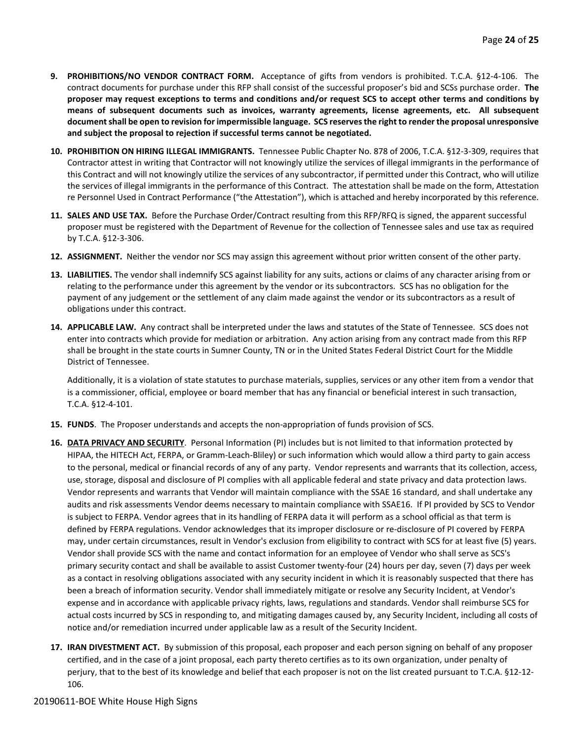9. **PROHIBITIONS/NO VENDOR CONTRACT FORM.** Acceptance of gifts from vendors is prohibited. T.C.A. §12-4-106. The contract documents for purchase under this RFP shall consist of the successful proposer's bid and SCSs purchase order. **The proposer may request exceptions to terms and conditions and/or request SCS to accept other terms and conditions by means of subsequent documents such as invoices, warranty agreements, license agreements, etc. All subsequent document shall be open to revision for impermissible language. SCS reserves the right to render the proposal unresponsive and subject the proposal to rejection if successful terms cannot be negotiated.**

10. **PROHIBITION ON HIRING ILLEGAL IMMIGRANTS.** Tennessee Public Chapter No. 878 of 2006, T.C.A. §12-3-309, requires that Contractor attest in writing that Contractor will not knowingly utilize the services of illegal immigrants in the performance of this Contract and will not knowingly utilize the services of any subcontractor, if permitted under this Contract, who will utilize the services of illegal immigrants in the performance of this Contract. The attestation shall be made on the form, Attestation re Personnel Used in Contract Performance ("the Attestation"), which is attached and hereby incorporated by this reference.

11. **SALES AND USE TAX.** Before the Purchase Order/Contract resulting from this RFP/RFQ is signed, the apparent successful proposer must be registered with the Department of Revenue for the collection of Tennessee sales and use tax as required by T.C.A. §12-3-306.

12. **ASSIGNMENT.** Neither the vendor nor SCS may assign this agreement without prior written consent of the other party.

13. **LIABILITIES.** The vendor shall indemnify SCS against liability for any suits, actions or claims of any character arising from or relating to the performance under this agreement by the vendor or its subcontractors. SCS has no obligation for the payment of any judgement or the settlement of any claim made against the vendor or its subcontractors as a result of obligations under this contract.

14. **APPLICABLE LAW.** Any contract shall be interpreted under the laws and statutes of the State of Tennessee. SCS does not enter into contracts which provide for mediation or arbitration. Any action arising from any contract made from this RFP shall be brought in the state courts in Sumner County, TN or in the United States Federal District Court for the Middle District of Tennessee.

    Additionally, it is a violation of state statutes to purchase materials, supplies, services or any other item from a vendor that is a commissioner, official, employee or board member that has any financial or beneficial interest in such transaction, T.C.A. §12-4-101.

15. **FUNDS**. The Proposer understands and accepts the non-appropriation of funds provision of SCS.

16. **DATA PRIVACY AND SECURITY**. Personal Information (PI) includes but is not limited to that information protected by HIPAA, the HITECH Act, FERPA, or Gramm-Leach-Bliley) or such information which would allow a third party to gain access to the personal, medical or financial records of any of any party. Vendor represents and warrants that its collection, access, use, storage, disposal and disclosure of PI complies with all applicable federal and state privacy and data protection laws. Vendor represents and warrants that Vendor will maintain compliance with the SSAE 16 standard, and shall undertake any audits and risk assessments Vendor deems necessary to maintain compliance with SSAE16. If PI provided by SCS to Vendor is subject to FERPA. Vendor agrees that in its handling of FERPA data it will perform as a school official as that term is defined by FERPA regulations. Vendor acknowledges that its improper disclosure or re-disclosure of PI covered by FERPA may, under certain circumstances, result in Vendor's exclusion from eligibility to contract with SCS for at least five (5) years. Vendor shall provide SCS with the name and contact information for an employee of Vendor who shall serve as SCS's primary security contact and shall be available to assist Customer twenty-four (24) hours per day, seven (7) days per week as a contact in resolving obligations associated with any security incident in which it is reasonably suspected that there has been a breach of information security. Vendor shall immediately mitigate or resolve any Security Incident, at Vendor's expense and in accordance with applicable privacy rights, laws, regulations and standards. Vendor shall reimburse SCS for actual costs incurred by SCS in responding to, and mitigating damages caused by, any Security Incident, including all costs of notice and/or remediation incurred under applicable law as a result of the Security Incident.

17. **IRAN DIVESTMENT ACT.** By submission of this proposal, each proposer and each person signing on behalf of any proposer certified, and in the case of a joint proposal, each party thereto certifies as to its own organization, under penalty of perjury, that to the best of its knowledge and belief that each proposer is not on the list created pursuant to T.C.A. §12-12-106.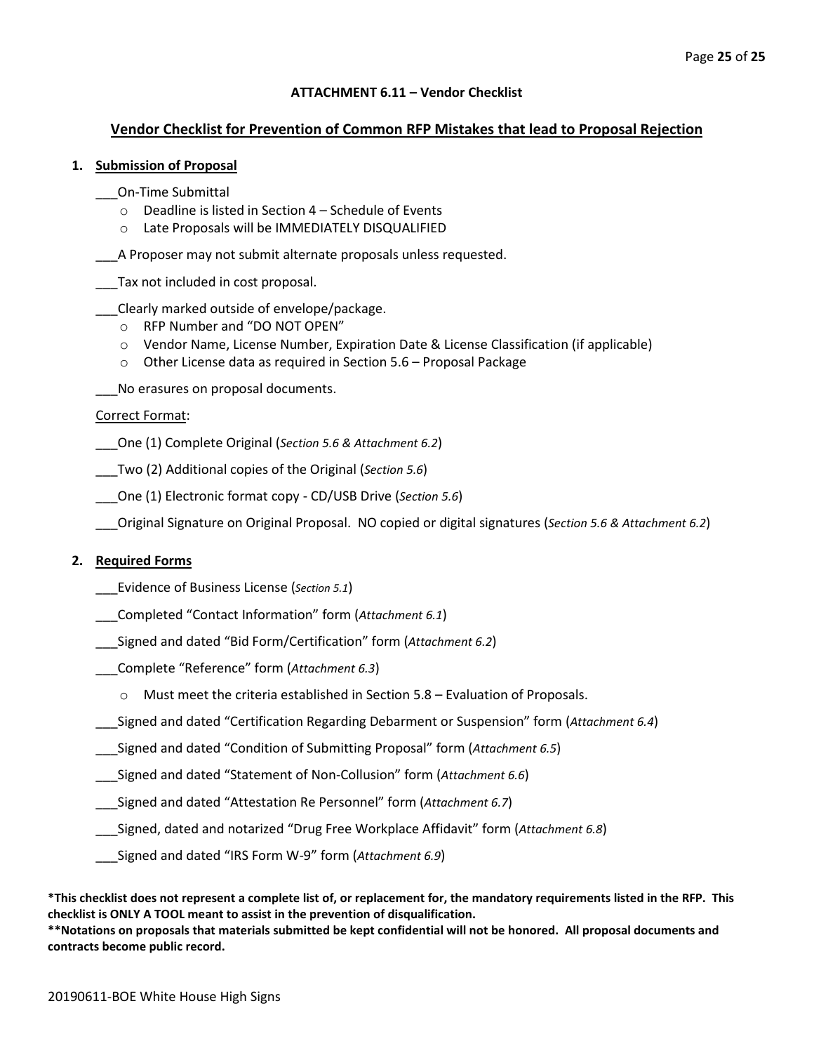### ATTACHMENT 6.11 – Vendor Checklist

## Vendor Checklist for Prevention of Common RFP Mistakes that lead to Proposal Rejection

1. **Submission of Proposal**

   ___On-Time Submittal
   - Deadline is listed in Section 4 – Schedule of Events
   - Late Proposals will be IMMEDIATELY DISQUALIFIED

   ___A Proposer may not submit alternate proposals unless requested.

   ___Tax not included in cost proposal.

   ___Clearly marked outside of envelope/package.
   - RFP Number and "DO NOT OPEN"
   - Vendor Name, License Number, Expiration Date & License Classification (if applicable)
   - Other License data as required in Section 5.6 – Proposal Package

   ___No erasures on proposal documents.

   Correct Format:

   ___One (1) Complete Original (*Section 5.6 & Attachment 6.2*)

   ___Two (2) Additional copies of the Original (*Section 5.6*)

   ___One (1) Electronic format copy - CD/USB Drive (*Section 5.6*)

   ___Original Signature on Original Proposal. NO copied or digital signatures (*Section 5.6 & Attachment 6.2*)

2. **Required Forms**

   ___Evidence of Business License (*Section 5.1*)

   ___Completed "Contact Information" form (*Attachment 6.1*)

   ___Signed and dated "Bid Form/Certification" form (*Attachment 6.2*)

   ___Complete "Reference" form (*Attachment 6.3*)
   - Must meet the criteria established in Section 5.8 – Evaluation of Proposals.

   ___Signed and dated "Certification Regarding Debarment or Suspension" form (*Attachment 6.4*)

   ___Signed and dated "Condition of Submitting Proposal" form (*Attachment 6.5*)

   ___Signed and dated "Statement of Non-Collusion" form (*Attachment 6.6*)

   ___Signed and dated "Attestation Re Personnel" form (*Attachment 6.7*)

   ___Signed, dated and notarized "Drug Free Workplace Affidavit" form (*Attachment 6.8*)

   ___Signed and dated "IRS Form W-9" form (*Attachment 6.9*)

**\*This checklist does not represent a complete list of, or replacement for, the mandatory requirements listed in the RFP. This checklist is ONLY A TOOL meant to assist in the prevention of disqualification.**
**\*\*Notations on proposals that materials submitted be kept confidential will not be honored. All proposal documents and contracts become public record.**